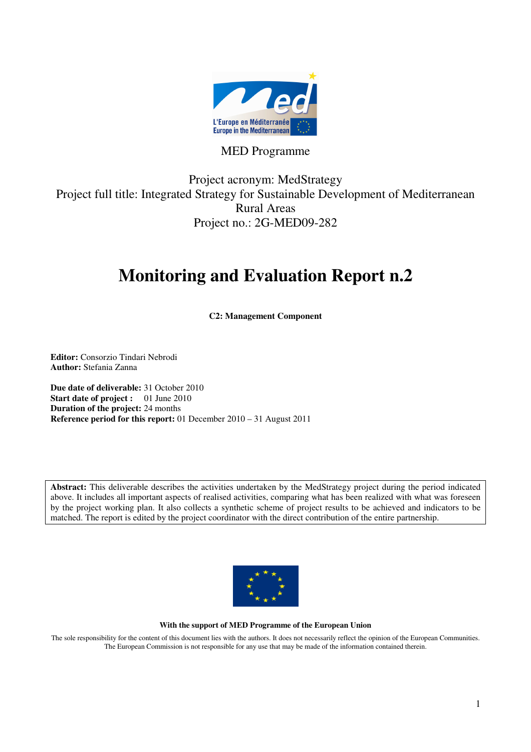MED Programme

Project acronym: MedStrategy
Project full title: Integrated Strategy for Sustainable Development of Mediterranean Rural Areas
Project no.: 2G-MED09-282

# Monitoring and Evaluation Report n.2

**C2: Management Component**

**Editor:** Consorzio Tindari Nebrodi
**Author:** Stefania Zanna

**Due date of deliverable:** 31 October 2010
**Start date of project :** 01 June 2010
**Duration of the project:** 24 months
**Reference period for this report:** 01 December 2010 – 31 August 2011

**Abstract:** This deliverable describes the activities undertaken by the MedStrategy project during the period indicated above. It includes all important aspects of realised activities, comparing what has been realized with what was foreseen by the project working plan. It also collects a synthetic scheme of project results to be achieved and indicators to be matched. The report is edited by the project coordinator with the direct contribution of the entire partnership.

**With the support of MED Programme of the European Union**

The sole responsibility for the content of this document lies with the authors. It does not necessarily reflect the opinion of the European Communities. The European Commission is not responsible for any use that may be made of the information contained therein.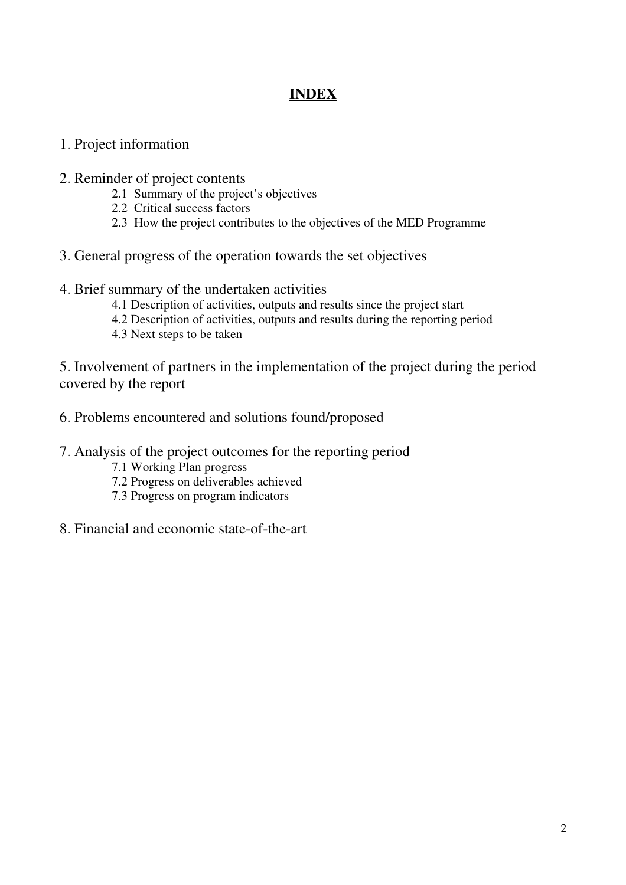# INDEX

1. Project information

2. Reminder of project contents
   - 2.1 Summary of the project's objectives
   - 2.2 Critical success factors
   - 2.3 How the project contributes to the objectives of the MED Programme

3. General progress of the operation towards the set objectives

4. Brief summary of the undertaken activities
   - 4.1 Description of activities, outputs and results since the project start
   - 4.2 Description of activities, outputs and results during the reporting period
   - 4.3 Next steps to be taken

5. Involvement of partners in the implementation of the project during the period covered by the report

6. Problems encountered and solutions found/proposed

7. Analysis of the project outcomes for the reporting period
   - 7.1 Working Plan progress
   - 7.2 Progress on deliverables achieved
   - 7.3 Progress on program indicators

8. Financial and economic state-of-the-art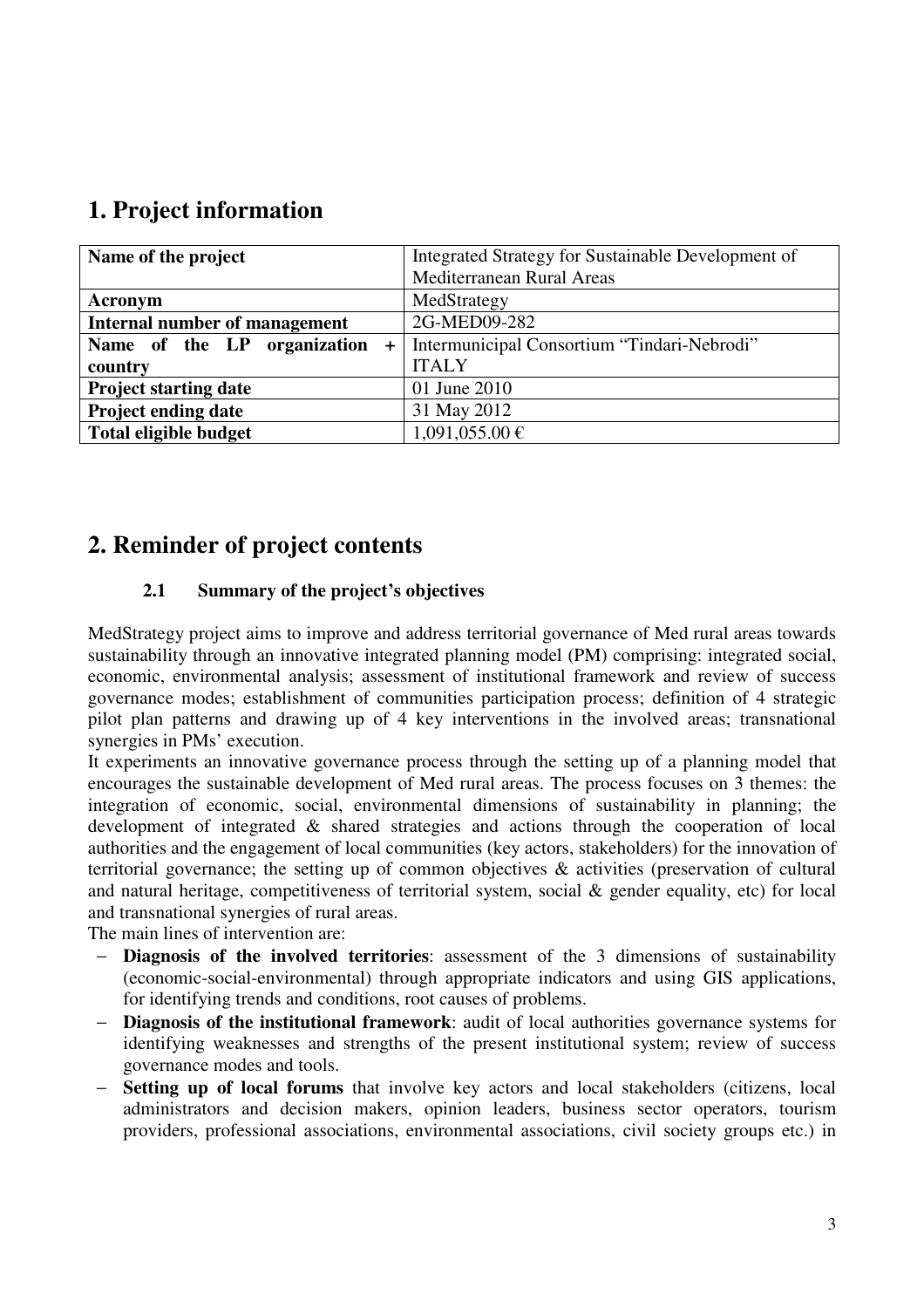# 1. Project information

| Name of the project | Integrated Strategy for Sustainable Development of Mediterranean Rural Areas |
|---|---|
| **Acronym** | MedStrategy |
| **Internal number of management** | 2G-MED09-282 |
| **Name of the LP organization + country** | Intermunicipal Consortium "Tindari-Nebrodi" ITALY |
| **Project starting date** | 01 June 2010 |
| **Project ending date** | 31 May 2012 |
| **Total eligible budget** | 1,091,055.00 € |

# 2. Reminder of project contents

## 2.1 Summary of the project's objectives

MedStrategy project aims to improve and address territorial governance of Med rural areas towards sustainability through an innovative integrated planning model (PM) comprising: integrated social, economic, environmental analysis; assessment of institutional framework and review of success governance modes; establishment of communities participation process; definition of 4 strategic pilot plan patterns and drawing up of 4 key interventions in the involved areas; transnational synergies in PMs' execution.

It experiments an innovative governance process through the setting up of a planning model that encourages the sustainable development of Med rural areas. The process focuses on 3 themes: the integration of economic, social, environmental dimensions of sustainability in planning; the development of integrated & shared strategies and actions through the cooperation of local authorities and the engagement of local communities (key actors, stakeholders) for the innovation of territorial governance; the setting up of common objectives & activities (preservation of cultural and natural heritage, competitiveness of territorial system, social & gender equality, etc) for local and transnational synergies of rural areas.

The main lines of intervention are:

- **Diagnosis of the involved territories**: assessment of the 3 dimensions of sustainability (economic-social-environmental) through appropriate indicators and using GIS applications, for identifying trends and conditions, root causes of problems.
- **Diagnosis of the institutional framework**: audit of local authorities governance systems for identifying weaknesses and strengths of the present institutional system; review of success governance modes and tools.
- **Setting up of local forums** that involve key actors and local stakeholders (citizens, local administrators and decision makers, opinion leaders, business sector operators, tourism providers, professional associations, environmental associations, civil society groups etc.) in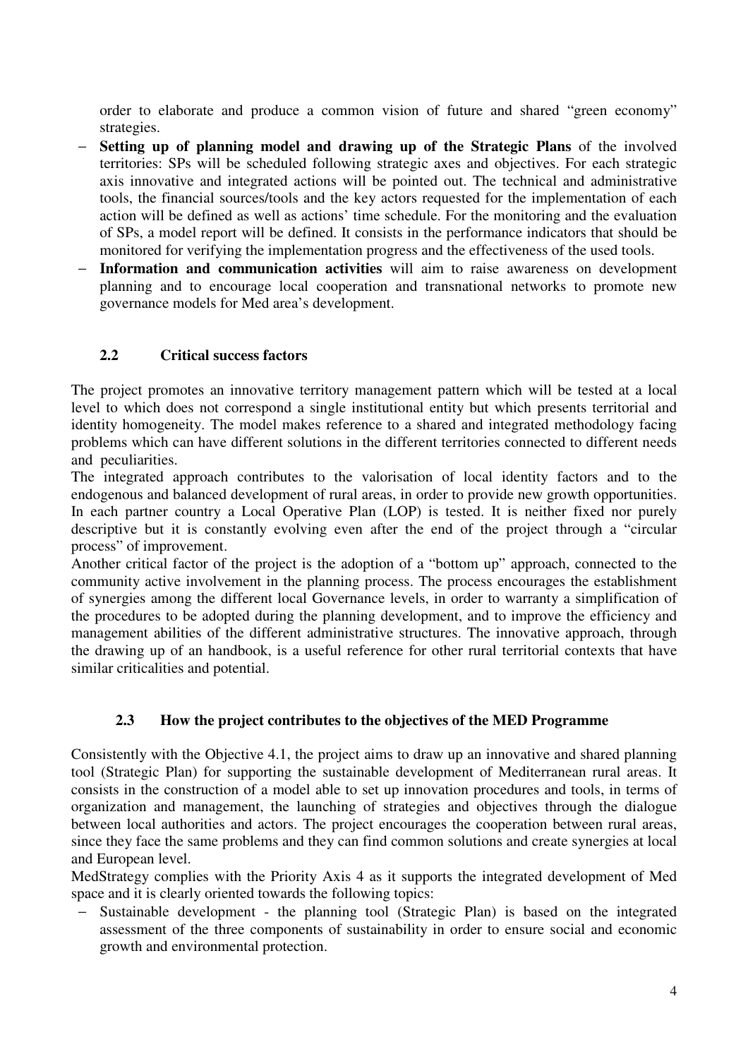order to elaborate and produce a common vision of future and shared “green economy” strategies.

- **Setting up of planning model and drawing up of the Strategic Plans** of the involved territories: SPs will be scheduled following strategic axes and objectives. For each strategic axis innovative and integrated actions will be pointed out. The technical and administrative tools, the financial sources/tools and the key actors requested for the implementation of each action will be defined as well as actions' time schedule. For the monitoring and the evaluation of SPs, a model report will be defined. It consists in the performance indicators that should be monitored for verifying the implementation progress and the effectiveness of the used tools.
- **Information and communication activities** will aim to raise awareness on development planning and to encourage local cooperation and transnational networks to promote new governance models for Med area's development.

### 2.2 Critical success factors

The project promotes an innovative territory management pattern which will be tested at a local level to which does not correspond a single institutional entity but which presents territorial and identity homogeneity. The model makes reference to a shared and integrated methodology facing problems which can have different solutions in the different territories connected to different needs and peculiarities.

The integrated approach contributes to the valorisation of local identity factors and to the endogenous and balanced development of rural areas, in order to provide new growth opportunities. In each partner country a Local Operative Plan (LOP) is tested. It is neither fixed nor purely descriptive but it is constantly evolving even after the end of the project through a “circular process” of improvement.

Another critical factor of the project is the adoption of a “bottom up” approach, connected to the community active involvement in the planning process. The process encourages the establishment of synergies among the different local Governance levels, in order to warranty a simplification of the procedures to be adopted during the planning development, and to improve the efficiency and management abilities of the different administrative structures. The innovative approach, through the drawing up of an handbook, is a useful reference for other rural territorial contexts that have similar criticalities and potential.

### 2.3 How the project contributes to the objectives of the MED Programme

Consistently with the Objective 4.1, the project aims to draw up an innovative and shared planning tool (Strategic Plan) for supporting the sustainable development of Mediterranean rural areas. It consists in the construction of a model able to set up innovation procedures and tools, in terms of organization and management, the launching of strategies and objectives through the dialogue between local authorities and actors. The project encourages the cooperation between rural areas, since they face the same problems and they can find common solutions and create synergies at local and European level.

MedStrategy complies with the Priority Axis 4 as it supports the integrated development of Med space and it is clearly oriented towards the following topics:

- Sustainable development - the planning tool (Strategic Plan) is based on the integrated assessment of the three components of sustainability in order to ensure social and economic growth and environmental protection.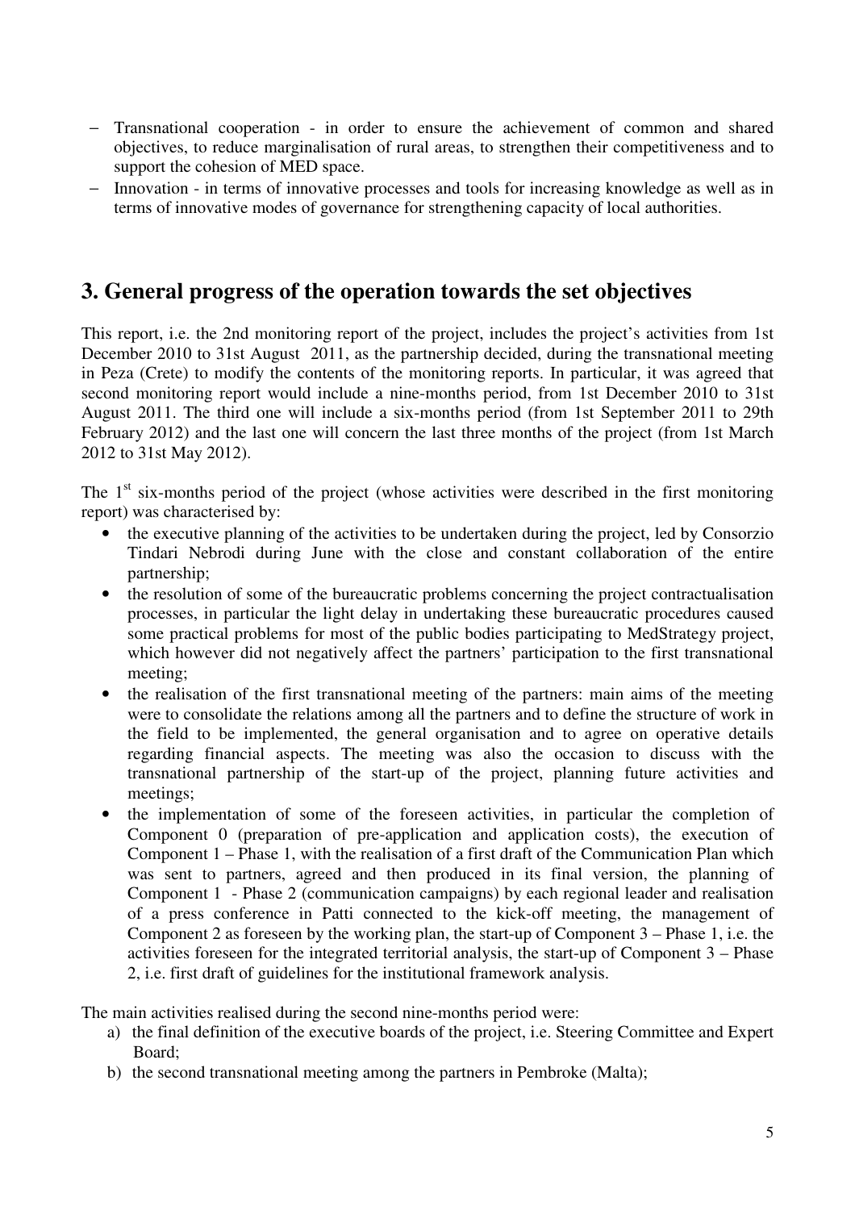- Transnational cooperation - in order to ensure the achievement of common and shared objectives, to reduce marginalisation of rural areas, to strengthen their competitiveness and to support the cohesion of MED space.
- Innovation - in terms of innovative processes and tools for increasing knowledge as well as in terms of innovative modes of governance for strengthening capacity of local authorities.

## 3. General progress of the operation towards the set objectives

This report, i.e. the 2nd monitoring report of the project, includes the project's activities from 1st December 2010 to 31st August 2011, as the partnership decided, during the transnational meeting in Peza (Crete) to modify the contents of the monitoring reports. In particular, it was agreed that second monitoring report would include a nine-months period, from 1st December 2010 to 31st August 2011. The third one will include a six-months period (from 1st September 2011 to 29th February 2012) and the last one will concern the last three months of the project (from 1st March 2012 to 31st May 2012).

The 1st six-months period of the project (whose activities were described in the first monitoring report) was characterised by:

- the executive planning of the activities to be undertaken during the project, led by Consorzio Tindari Nebrodi during June with the close and constant collaboration of the entire partnership;
- the resolution of some of the bureaucratic problems concerning the project contractualisation processes, in particular the light delay in undertaking these bureaucratic procedures caused some practical problems for most of the public bodies participating to MedStrategy project, which however did not negatively affect the partners' participation to the first transnational meeting;
- the realisation of the first transnational meeting of the partners: main aims of the meeting were to consolidate the relations among all the partners and to define the structure of work in the field to be implemented, the general organisation and to agree on operative details regarding financial aspects. The meeting was also the occasion to discuss with the transnational partnership of the start-up of the project, planning future activities and meetings;
- the implementation of some of the foreseen activities, in particular the completion of Component 0 (preparation of pre-application and application costs), the execution of Component 1 – Phase 1, with the realisation of a first draft of the Communication Plan which was sent to partners, agreed and then produced in its final version, the planning of Component 1 - Phase 2 (communication campaigns) by each regional leader and realisation of a press conference in Patti connected to the kick-off meeting, the management of Component 2 as foreseen by the working plan, the start-up of Component 3 – Phase 1, i.e. the activities foreseen for the integrated territorial analysis, the start-up of Component 3 – Phase 2, i.e. first draft of guidelines for the institutional framework analysis.

The main activities realised during the second nine-months period were:

a) the final definition of the executive boards of the project, i.e. Steering Committee and Expert Board;
b) the second transnational meeting among the partners in Pembroke (Malta);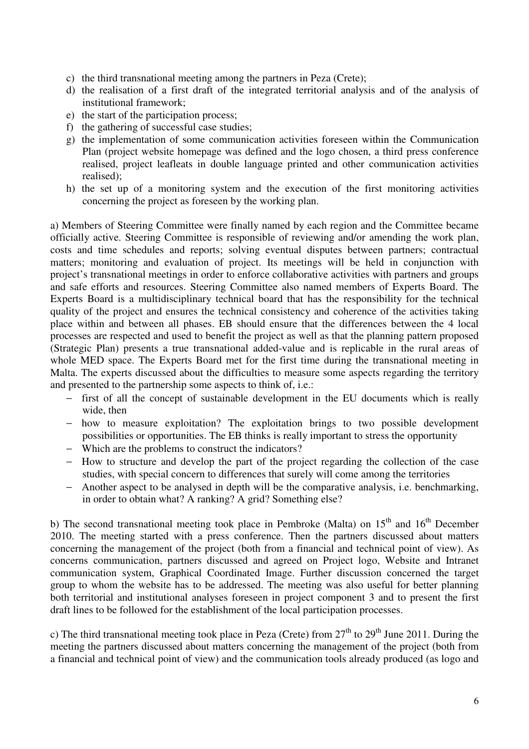c) the third transnational meeting among the partners in Peza (Crete);
d) the realisation of a first draft of the integrated territorial analysis and of the analysis of institutional framework;
e) the start of the participation process;
f) the gathering of successful case studies;
g) the implementation of some communication activities foreseen within the Communication Plan (project website homepage was defined and the logo chosen, a third press conference realised, project leafleats in double language printed and other communication activities realised);
h) the set up of a monitoring system and the execution of the first monitoring activities concerning the project as foreseen by the working plan.

a) Members of Steering Committee were finally named by each region and the Committee became officially active. Steering Committee is responsible of reviewing and/or amending the work plan, costs and time schedules and reports; solving eventual disputes between partners; contractual matters; monitoring and evaluation of project. Its meetings will be held in conjunction with project's transnational meetings in order to enforce collaborative activities with partners and groups and safe efforts and resources. Steering Committee also named members of Experts Board. The Experts Board is a multidisciplinary technical board that has the responsibility for the technical quality of the project and ensures the technical consistency and coherence of the activities taking place within and between all phases. EB should ensure that the differences between the 4 local processes are respected and used to benefit the project as well as that the planning pattern proposed (Strategic Plan) presents a true transnational added-value and is replicable in the rural areas of whole MED space. The Experts Board met for the first time during the transnational meeting in Malta. The experts discussed about the difficulties to measure some aspects regarding the territory and presented to the partnership some aspects to think of, i.e.:

- first of all the concept of sustainable development in the EU documents which is really wide, then
- how to measure exploitation? The exploitation brings to two possible development possibilities or opportunities. The EB thinks is really important to stress the opportunity
- Which are the problems to construct the indicators?
- How to structure and develop the part of the project regarding the collection of the case studies, with special concern to differences that surely will come among the territories
- Another aspect to be analysed in depth will be the comparative analysis, i.e. benchmarking, in order to obtain what? A ranking? A grid? Something else?

b) The second transnational meeting took place in Pembroke (Malta) on 15th and 16th December 2010. The meeting started with a press conference. Then the partners discussed about matters concerning the management of the project (both from a financial and technical point of view). As concerns communication, partners discussed and agreed on Project logo, Website and Intranet communication system, Graphical Coordinated Image. Further discussion concerned the target group to whom the website has to be addressed. The meeting was also useful for better planning both territorial and institutional analyses foreseen in project component 3 and to present the first draft lines to be followed for the establishment of the local participation processes.

c) The third transnational meeting took place in Peza (Crete) from 27th to 29th June 2011. During the meeting the partners discussed about matters concerning the management of the project (both from a financial and technical point of view) and the communication tools already produced (as logo and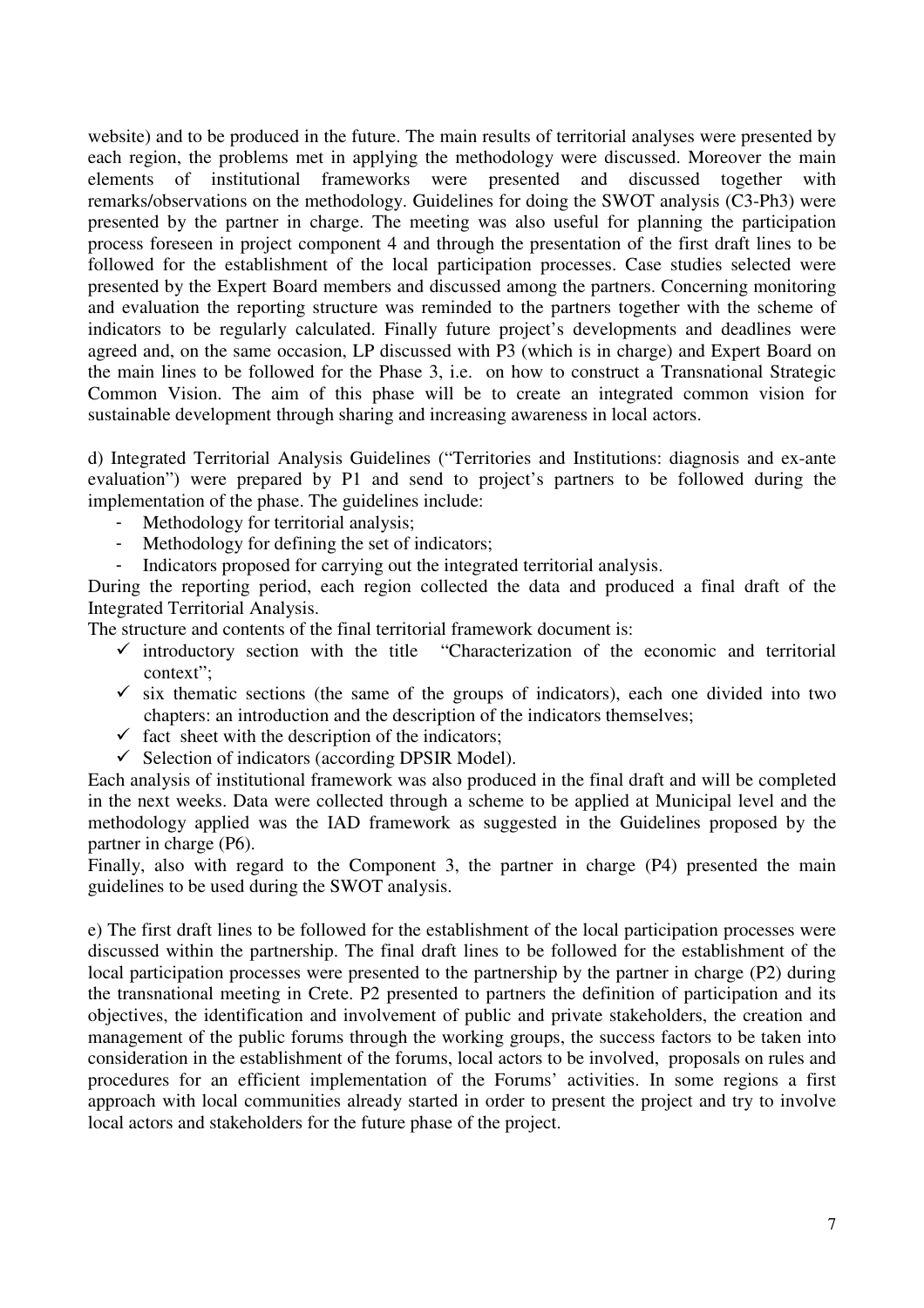website) and to be produced in the future. The main results of territorial analyses were presented by each region, the problems met in applying the methodology were discussed. Moreover the main elements of institutional frameworks were presented and discussed together with remarks/observations on the methodology. Guidelines for doing the SWOT analysis (C3-Ph3) were presented by the partner in charge. The meeting was also useful for planning the participation process foreseen in project component 4 and through the presentation of the first draft lines to be followed for the establishment of the local participation processes. Case studies selected were presented by the Expert Board members and discussed among the partners. Concerning monitoring and evaluation the reporting structure was reminded to the partners together with the scheme of indicators to be regularly calculated. Finally future project's developments and deadlines were agreed and, on the same occasion, LP discussed with P3 (which is in charge) and Expert Board on the main lines to be followed for the Phase 3, i.e. on how to construct a Transnational Strategic Common Vision. The aim of this phase will be to create an integrated common vision for sustainable development through sharing and increasing awareness in local actors.

d) Integrated Territorial Analysis Guidelines ("Territories and Institutions: diagnosis and ex-ante evaluation") were prepared by P1 and send to project's partners to be followed during the implementation of the phase. The guidelines include:

- Methodology for territorial analysis;
- Methodology for defining the set of indicators;
- Indicators proposed for carrying out the integrated territorial analysis.

During the reporting period, each region collected the data and produced a final draft of the Integrated Territorial Analysis.

The structure and contents of the final territorial framework document is:

- ✓ introductory section with the title "Characterization of the economic and territorial context";
- ✓ six thematic sections (the same of the groups of indicators), each one divided into two chapters: an introduction and the description of the indicators themselves;
- ✓ fact sheet with the description of the indicators;
- ✓ Selection of indicators (according DPSIR Model).

Each analysis of institutional framework was also produced in the final draft and will be completed in the next weeks. Data were collected through a scheme to be applied at Municipal level and the methodology applied was the IAD framework as suggested in the Guidelines proposed by the partner in charge (P6).

Finally, also with regard to the Component 3, the partner in charge (P4) presented the main guidelines to be used during the SWOT analysis.

e) The first draft lines to be followed for the establishment of the local participation processes were discussed within the partnership. The final draft lines to be followed for the establishment of the local participation processes were presented to the partnership by the partner in charge (P2) during the transnational meeting in Crete. P2 presented to partners the definition of participation and its objectives, the identification and involvement of public and private stakeholders, the creation and management of the public forums through the working groups, the success factors to be taken into consideration in the establishment of the forums, local actors to be involved, proposals on rules and procedures for an efficient implementation of the Forums' activities. In some regions a first approach with local communities already started in order to present the project and try to involve local actors and stakeholders for the future phase of the project.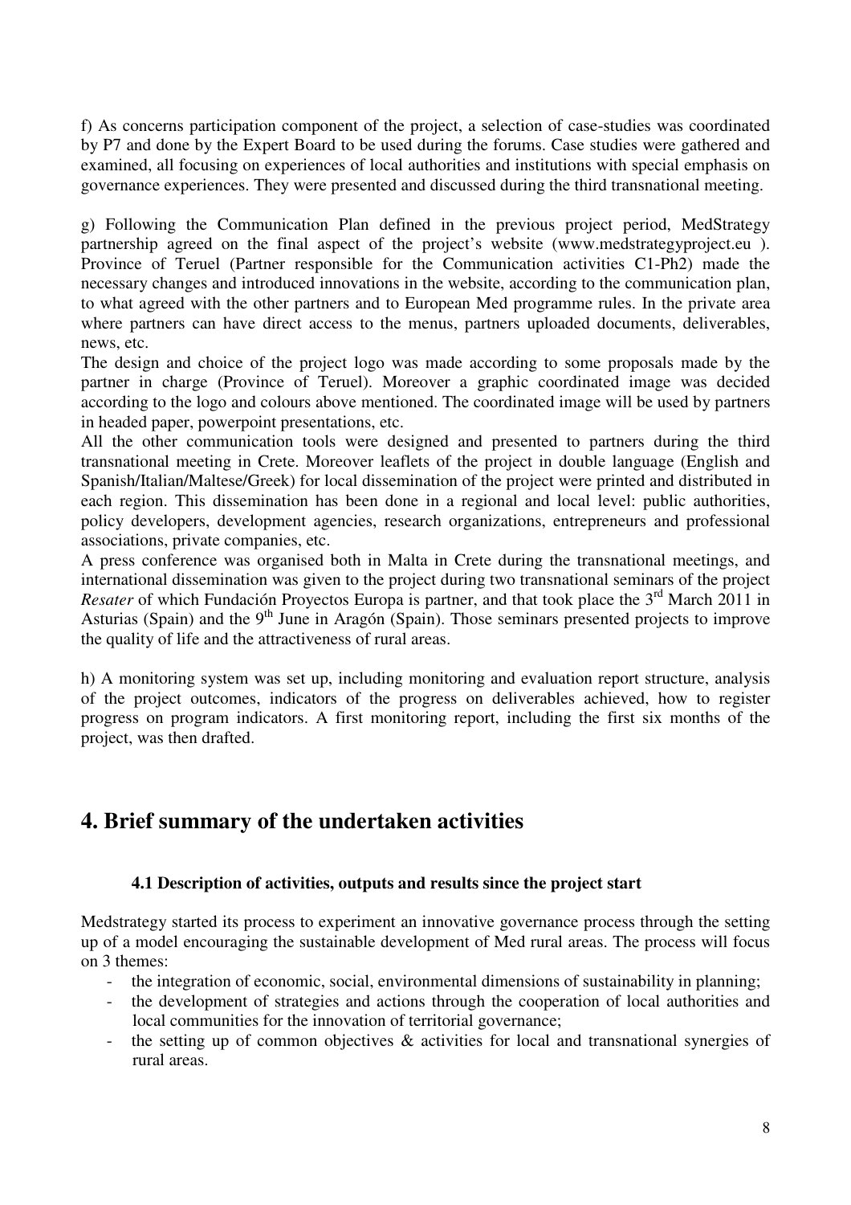f) As concerns participation component of the project, a selection of case-studies was coordinated by P7 and done by the Expert Board to be used during the forums. Case studies were gathered and examined, all focusing on experiences of local authorities and institutions with special emphasis on governance experiences. They were presented and discussed during the third transnational meeting.

g) Following the Communication Plan defined in the previous project period, MedStrategy partnership agreed on the final aspect of the project's website (www.medstrategyproject.eu ). Province of Teruel (Partner responsible for the Communication activities C1-Ph2) made the necessary changes and introduced innovations in the website, according to the communication plan, to what agreed with the other partners and to European Med programme rules. In the private area where partners can have direct access to the menus, partners uploaded documents, deliverables, news, etc.

The design and choice of the project logo was made according to some proposals made by the partner in charge (Province of Teruel). Moreover a graphic coordinated image was decided according to the logo and colours above mentioned. The coordinated image will be used by partners in headed paper, powerpoint presentations, etc.

All the other communication tools were designed and presented to partners during the third transnational meeting in Crete. Moreover leaflets of the project in double language (English and Spanish/Italian/Maltese/Greek) for local dissemination of the project were printed and distributed in each region. This dissemination has been done in a regional and local level: public authorities, policy developers, development agencies, research organizations, entrepreneurs and professional associations, private companies, etc.

A press conference was organised both in Malta in Crete during the transnational meetings, and international dissemination was given to the project during two transnational seminars of the project *Resater* of which Fundación Proyectos Europa is partner, and that took place the 3rd March 2011 in Asturias (Spain) and the 9th June in Aragón (Spain). Those seminars presented projects to improve the quality of life and the attractiveness of rural areas.

h) A monitoring system was set up, including monitoring and evaluation report structure, analysis of the project outcomes, indicators of the progress on deliverables achieved, how to register progress on program indicators. A first monitoring report, including the first six months of the project, was then drafted.

# 4. Brief summary of the undertaken activities

### 4.1 Description of activities, outputs and results since the project start

Medstrategy started its process to experiment an innovative governance process through the setting up of a model encouraging the sustainable development of Med rural areas. The process will focus on 3 themes:

- the integration of economic, social, environmental dimensions of sustainability in planning;
- the development of strategies and actions through the cooperation of local authorities and local communities for the innovation of territorial governance;
- the setting up of common objectives & activities for local and transnational synergies of rural areas.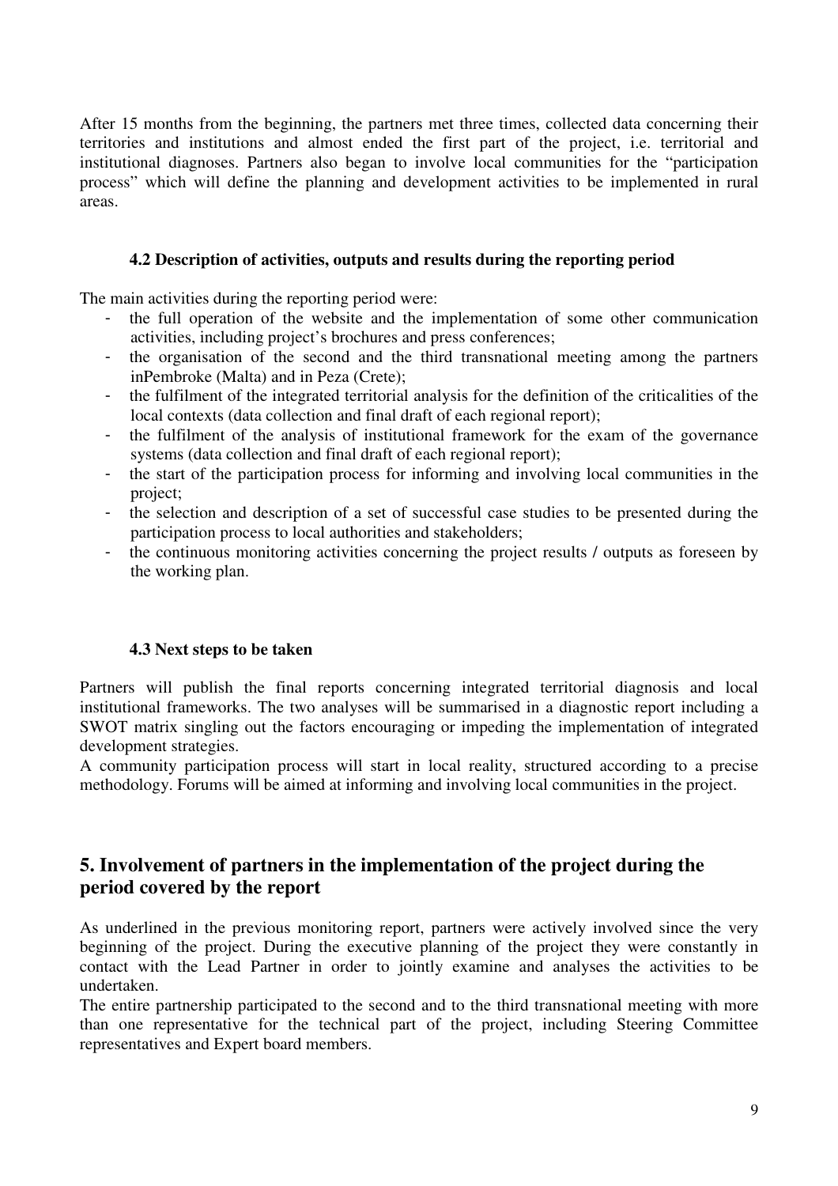After 15 months from the beginning, the partners met three times, collected data concerning their territories and institutions and almost ended the first part of the project, i.e. territorial and institutional diagnoses. Partners also began to involve local communities for the "participation process" which will define the planning and development activities to be implemented in rural areas.

### 4.2 Description of activities, outputs and results during the reporting period

The main activities during the reporting period were:

- the full operation of the website and the implementation of some other communication activities, including project's brochures and press conferences;
- the organisation of the second and the third transnational meeting among the partners inPembroke (Malta) and in Peza (Crete);
- the fulfilment of the integrated territorial analysis for the definition of the criticalities of the local contexts (data collection and final draft of each regional report);
- the fulfilment of the analysis of institutional framework for the exam of the governance systems (data collection and final draft of each regional report);
- the start of the participation process for informing and involving local communities in the project;
- the selection and description of a set of successful case studies to be presented during the participation process to local authorities and stakeholders;
- the continuous monitoring activities concerning the project results / outputs as foreseen by the working plan.

### 4.3 Next steps to be taken

Partners will publish the final reports concerning integrated territorial diagnosis and local institutional frameworks. The two analyses will be summarised in a diagnostic report including a SWOT matrix singling out the factors encouraging or impeding the implementation of integrated development strategies.
A community participation process will start in local reality, structured according to a precise methodology. Forums will be aimed at informing and involving local communities in the project.

## 5. Involvement of partners in the implementation of the project during the period covered by the report

As underlined in the previous monitoring report, partners were actively involved since the very beginning of the project. During the executive planning of the project they were constantly in contact with the Lead Partner in order to jointly examine and analyses the activities to be undertaken.
The entire partnership participated to the second and to the third transnational meeting with more than one representative for the technical part of the project, including Steering Committee representatives and Expert board members.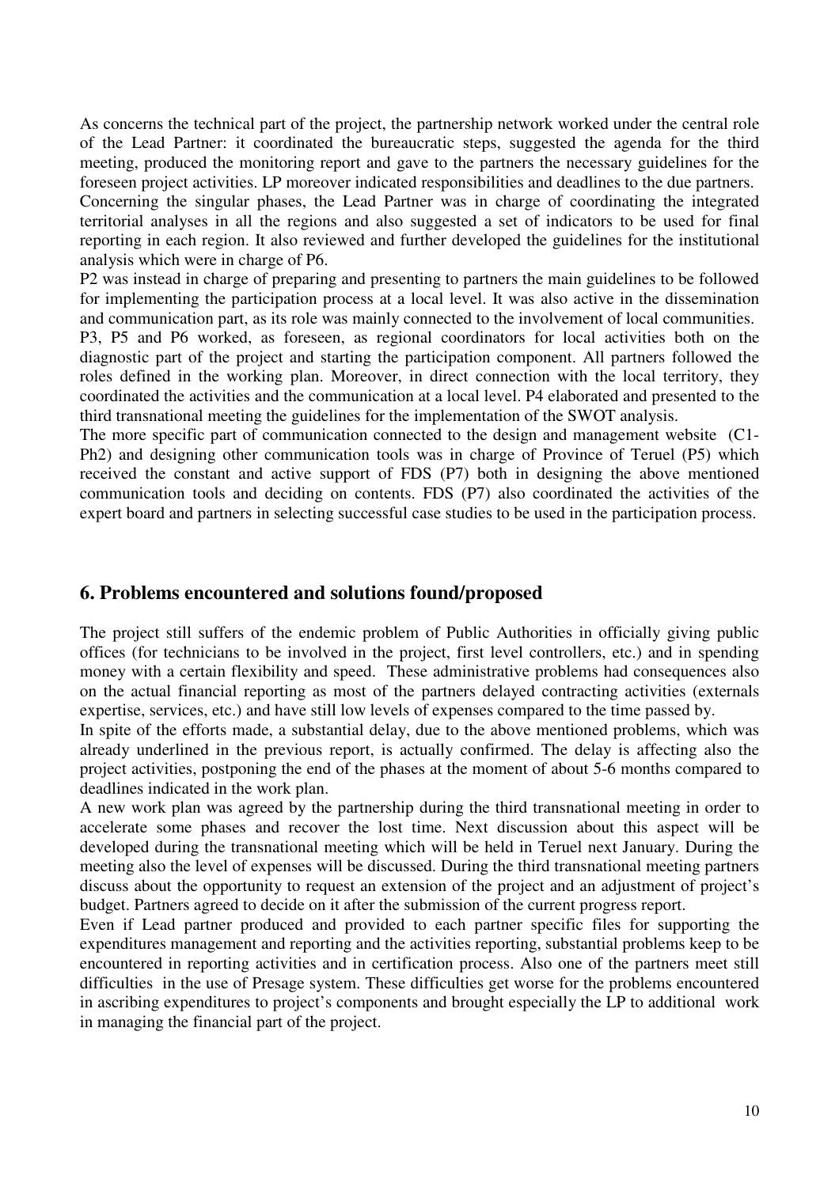As concerns the technical part of the project, the partnership network worked under the central role of the Lead Partner: it coordinated the bureaucratic steps, suggested the agenda for the third meeting, produced the monitoring report and gave to the partners the necessary guidelines for the foreseen project activities. LP moreover indicated responsibilities and deadlines to the due partners.

Concerning the singular phases, the Lead Partner was in charge of coordinating the integrated territorial analyses in all the regions and also suggested a set of indicators to be used for final reporting in each region. It also reviewed and further developed the guidelines for the institutional analysis which were in charge of P6.

P2 was instead in charge of preparing and presenting to partners the main guidelines to be followed for implementing the participation process at a local level. It was also active in the dissemination and communication part, as its role was mainly connected to the involvement of local communities.

P3, P5 and P6 worked, as foreseen, as regional coordinators for local activities both on the diagnostic part of the project and starting the participation component. All partners followed the roles defined in the working plan. Moreover, in direct connection with the local territory, they coordinated the activities and the communication at a local level. P4 elaborated and presented to the third transnational meeting the guidelines for the implementation of the SWOT analysis.

The more specific part of communication connected to the design and management website (C1-Ph2) and designing other communication tools was in charge of Province of Teruel (P5) which received the constant and active support of FDS (P7) both in designing the above mentioned communication tools and deciding on contents. FDS (P7) also coordinated the activities of the expert board and partners in selecting successful case studies to be used in the participation process.

## 6. Problems encountered and solutions found/proposed

The project still suffers of the endemic problem of Public Authorities in officially giving public offices (for technicians to be involved in the project, first level controllers, etc.) and in spending money with a certain flexibility and speed. These administrative problems had consequences also on the actual financial reporting as most of the partners delayed contracting activities (externals expertise, services, etc.) and have still low levels of expenses compared to the time passed by.

In spite of the efforts made, a substantial delay, due to the above mentioned problems, which was already underlined in the previous report, is actually confirmed. The delay is affecting also the project activities, postponing the end of the phases at the moment of about 5-6 months compared to deadlines indicated in the work plan.

A new work plan was agreed by the partnership during the third transnational meeting in order to accelerate some phases and recover the lost time. Next discussion about this aspect will be developed during the transnational meeting which will be held in Teruel next January. During the meeting also the level of expenses will be discussed. During the third transnational meeting partners discuss about the opportunity to request an extension of the project and an adjustment of project's budget. Partners agreed to decide on it after the submission of the current progress report.

Even if Lead partner produced and provided to each partner specific files for supporting the expenditures management and reporting and the activities reporting, substantial problems keep to be encountered in reporting activities and in certification process. Also one of the partners meet still difficulties in the use of Presage system. These difficulties get worse for the problems encountered in ascribing expenditures to project's components and brought especially the LP to additional work in managing the financial part of the project.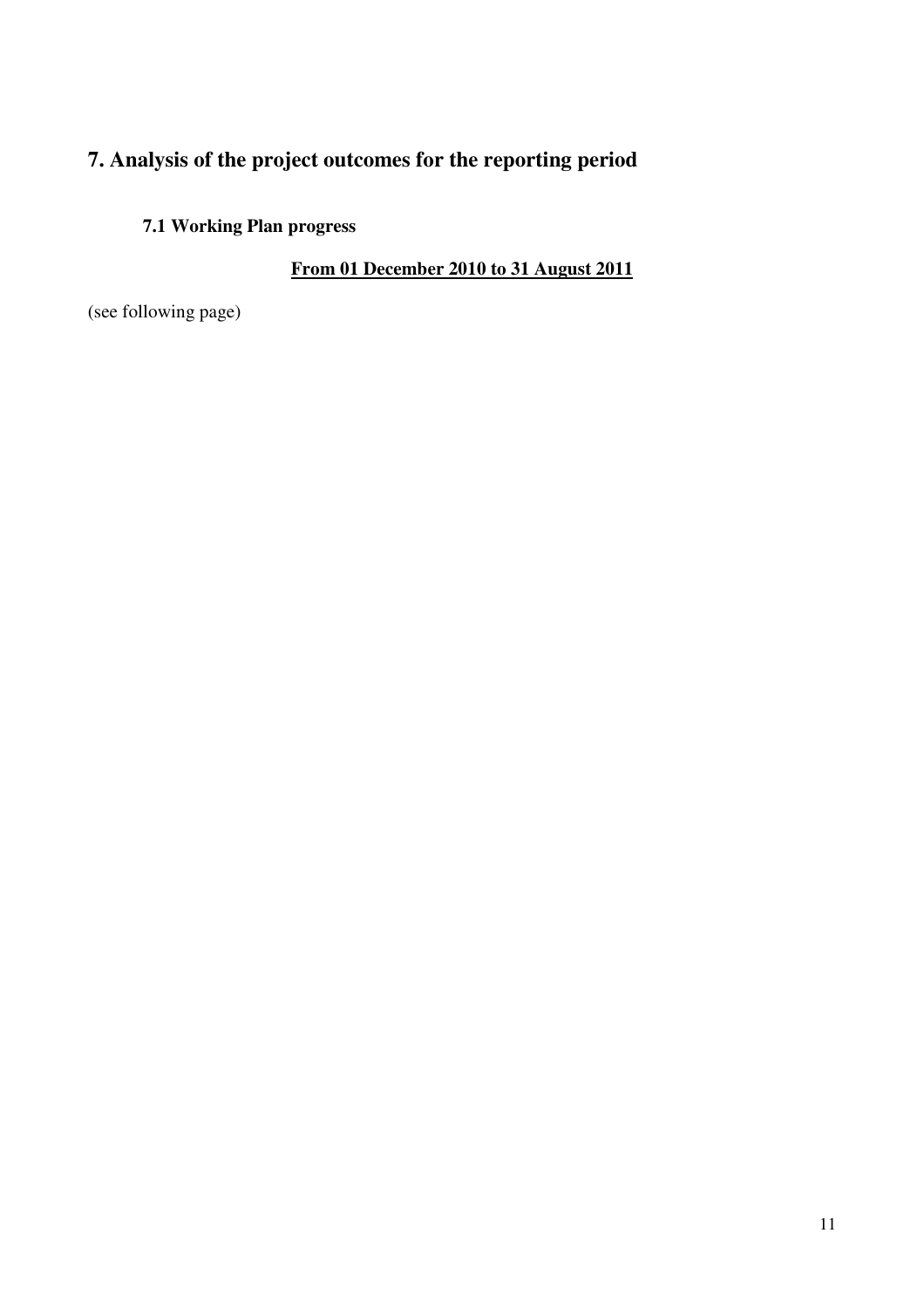# 7. Analysis of the project outcomes for the reporting period

## 7.1 Working Plan progress

**From 01 December 2010 to 31 August 2011**

(see following page)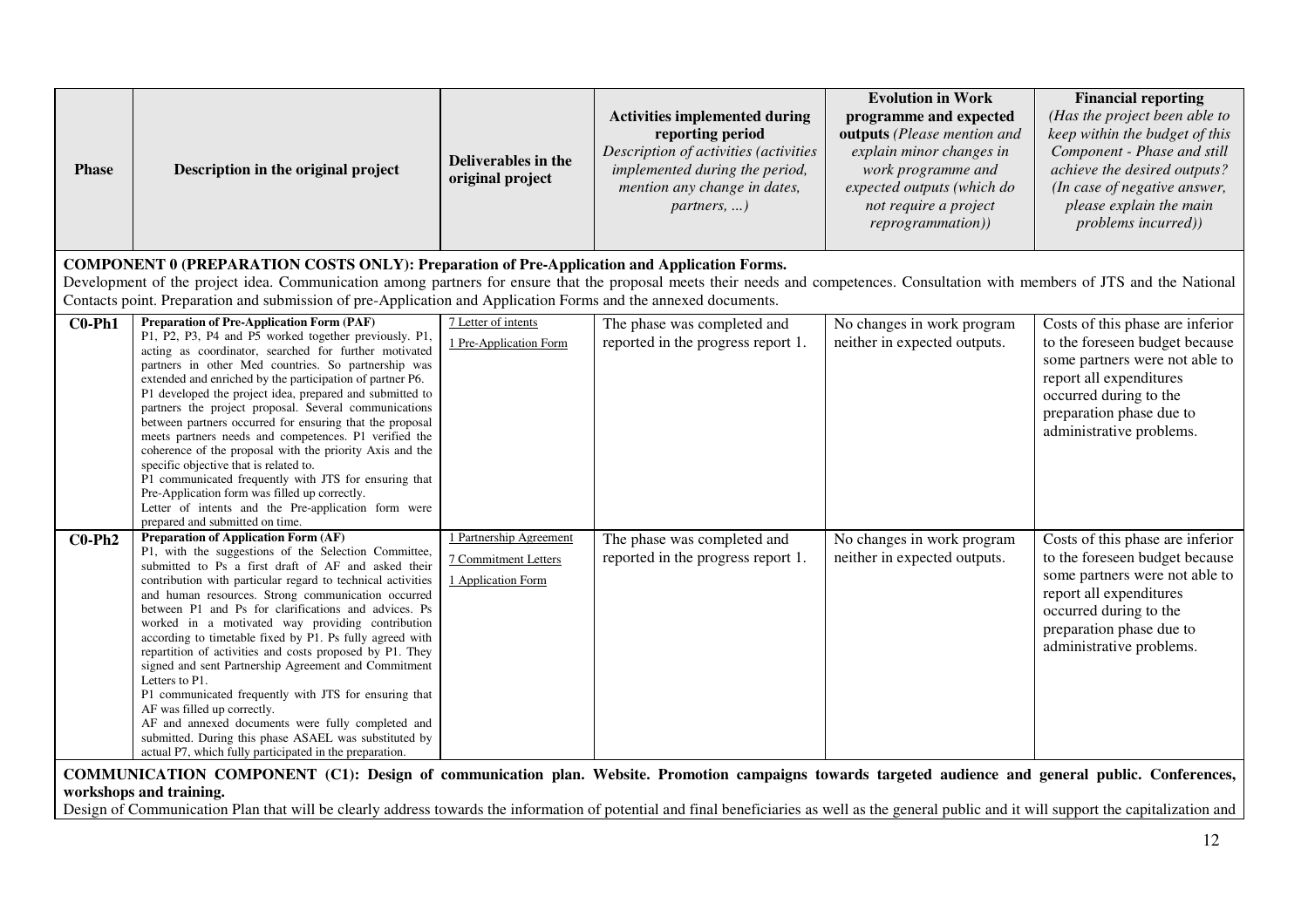| Phase | Description in the original project | Deliverables in the original project | Activities implemented during reporting period *Description of activities (activities implemented during the period, mention any change in dates, partners, …)* | Evolution in Work programme and expected outputs *(Please mention and explain minor changes in work programme and expected outputs (which do not require a project reprogrammation))* | Financial reporting *(Has the project been able to keep within the budget of this Component - Phase and still achieve the desired outputs? (In case of negative answer, please explain the main problems incurred))* |
|---|---|---|---|---|---|
| **COMPONENT 0 (PREPARATION COSTS ONLY): Preparation of Pre-Application and Application Forms.** Development of the project idea. Communication among partners for ensure that the proposal meets their needs and competences. Consultation with members of JTS and the National Contacts point. Preparation and submission of pre-Application and Application Forms and the annexed documents. | | | | | |
| **C0-Ph1** | **Preparation of Pre-Application Form (PAF)** P1, P2, P3, P4 and P5 worked together previously. P1, acting as coordinator, searched for further motivated partners in other Med countries. So partnership was extended and enriched by the participation of partner P6. P1 developed the project idea, prepared and submitted to partners the project proposal. Several communications between partners occurred for ensuring that the proposal meets partners needs and competences. P1 verified the coherence of the proposal with the priority Axis and the specific objective that is related to. P1 communicated frequently with JTS for ensuring that Pre-Application form was filled up correctly. Letter of intents and the Pre-application form were prepared and submitted on time. | 7 Letter of intents<br>1 Pre-Application Form | The phase was completed and reported in the progress report 1. | No changes in work program neither in expected outputs. | Costs of this phase are inferior to the foreseen budget because some partners were not able to report all expenditures occurred during to the preparation phase due to administrative problems. |
| **C0-Ph2** | **Preparation of Application Form (AF)** P1, with the suggestions of the Selection Committee, submitted to Ps a first draft of AF and asked their contribution with particular regard to technical activities and human resources. Strong communication occurred between P1 and Ps for clarifications and advices. Ps worked in a motivated way providing contribution according to timetable fixed by P1. Ps fully agreed with repartition of activities and costs proposed by P1. They signed and sent Partnership Agreement and Commitment Letters to P1. P1 communicated frequently with JTS for ensuring that AF was filled up correctly. AF and annexed documents were fully completed and submitted. During this phase ASAEL was substituted by actual P7, which fully participated in the preparation. | 1 Partnership Agreement<br>7 Commitment Letters<br>1 Application Form | The phase was completed and reported in the progress report 1. | No changes in work program neither in expected outputs. | Costs of this phase are inferior to the foreseen budget because some partners were not able to report all expenditures occurred during to the preparation phase due to administrative problems. |
| **COMMUNICATION COMPONENT (C1): Design of communication plan. Website. Promotion campaigns towards targeted audience and general public. Conferences, workshops and training.** Design of Communication Plan that will be clearly address towards the information of potential and final beneficiaries as well as the general public and it will support the capitalization and | | | | | |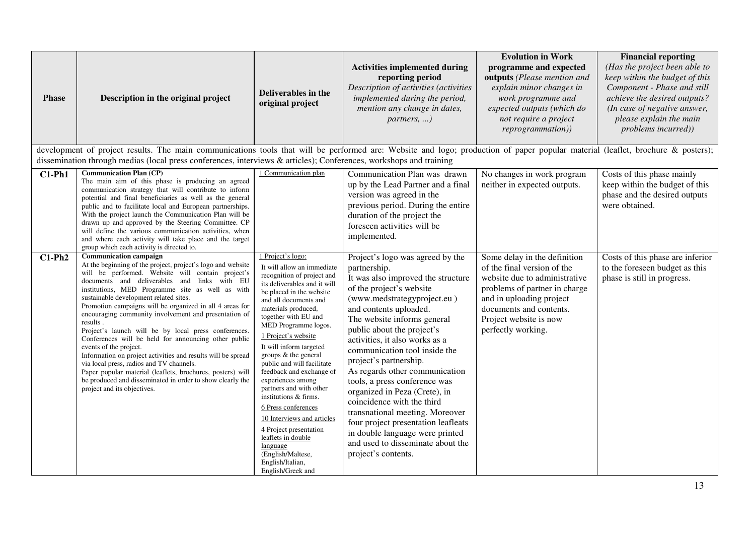| Phase | Description in the original project | Deliverables in the original project | Activities implemented during reporting period *Description of activities (activities implemented during the period, mention any change in dates, partners, ...)* | Evolution in Work programme and expected outputs *(Please mention and explain minor changes in work programme and expected outputs (which do not require a project reprogrammation))* | Financial reporting *(Has the project been able to keep within the budget of this Component - Phase and still achieve the desired outputs? (In case of negative answer, please explain the main problems incurred))* |
|---|---|---|---|---|---|
| development of project results. The main communications tools that will be performed are: Website and logo; production of paper popular material (leaflet, brochure & posters); dissemination through medias (local press conferences, interviews & articles); Conferences, workshops and training | | | | | |
| **C1-Ph1** | **Communication Plan (CP)** The main aim of this phase is producing an agreed communication strategy that will contribute to inform potential and final beneficiaries as well as the general public and to facilitate local and European partnerships. With the project launch the Communication Plan will be drawn up and approved by the Steering Committee. CP will define the various communication activities, when and where each activity will take place and the target group which each activity is directed to. | 1 Communication plan | Communication Plan was drawn up by the Lead Partner and a final version was agreed in the previous period. During the entire duration of the project the foreseen activities will be implemented. | No changes in work program neither in expected outputs. | Costs of this phase mainly keep within the budget of this phase and the desired outputs were obtained. |
| **C1-Ph2** | **Communication campaign** At the beginning of the project, project's logo and website will be performed. Website will contain project's documents and deliverables and links with EU institutions, MED Programme site as well as with sustainable development related sites. Promotion campaigns will be organized in all 4 areas for encouraging community involvement and presentation of results . Project's launch will be by local press conferences. Conferences will be held for announcing other public events of the project. Information on project activities and results will be spread via local press, radios and TV channels. Paper popular material (leaflets, brochures, posters) will be produced and disseminated in order to show clearly the project and its objectives. | 1 Project's logo: It will allow an immediate recognition of project and its deliverables and it will be placed in the website and all documents and materials produced, together with EU and MED Programme logos. 1 Project's website It will inform targeted groups & the general public and will facilitate feedback and exchange of experiences among partners and with other institutions & firms. 6 Press conferences 10 Interviews and articles 4 Project presentation leaflets in double language (English/Maltese, English/Italian, English/Greek and | Project's logo was agreed by the partnership. It was also improved the structure of the project's website (www.medstrategyproject.eu ) and contents uploaded. The website informs general public about the project's activities, it also works as a communication tool inside the project's partnership. As regards other communication tools, a press conference was organized in Peza (Crete), in coincidence with the third transnational meeting. Moreover four project presentation leafleats in double language were printed and used to disseminate about the project's contents. | Some delay in the definition of the final version of the website due to administrative problems of partner in charge and in uploading project documents and contents. Project website is now perfectly working. | Costs of this phase are inferior to the foreseen budget as this phase is still in progress. |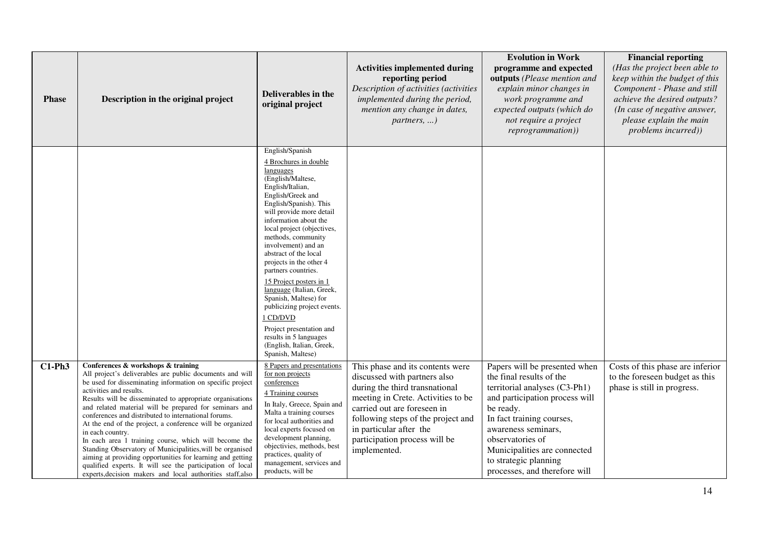| Phase | Description in the original project | Deliverables in the original project | **Activities implemented during reporting period** *Description of activities (activities implemented during the period, mention any change in dates, partners, ...)* | **Evolution in Work programme and expected outputs** *(Please mention and explain minor changes in work programme and expected outputs (which do not require a project reprogrammation))* | **Financial reporting** *(Has the project been able to keep within the budget of this Component - Phase and still achieve the desired outputs? (In case of negative answer, please explain the main problems incurred))* |
|---|---|---|---|---|---|
| | | English/Spanish<br>4 Brochures in double languages (English/Maltese, English/Italian, English/Greek and English/Spanish). This will provide more detail information about the local project (objectives, methods, community involvement) and an abstract of the local projects in the other 4 partners countries.<br>15 Project posters in 1 language (Italian, Greek, Spanish, Maltese) for publicizing project events.<br>1 CD/DVD<br>Project presentation and results in 5 languages (English, Italian, Greek, Spanish, Maltese) | | | |
| **C1-Ph3** | **Conferences & workshops & training**<br>All project's deliverables are public documents and will be used for disseminating information on specific project activities and results.<br>Results will be disseminated to appropriate organisations and related material will be prepared for seminars and conferences and distributed to international forums.<br>At the end of the project, a conference will be organized in each country.<br>In each area 1 training course, which will become the Standing Observatory of Municipalities,will be organised aiming at providing opportunities for learning and getting qualified experts. It will see the participation of local experts,decision makers and local authorities staff,also | 8 Papers and presentations for non projects conferences<br>4 Training courses<br>In Italy, Greece, Spain and Malta a training courses for local authorities and local experts focused on development planning, objectivies, methods, best practices, quality of management, services and products, will be | This phase and its contents were discussed with partners also during the third transnational meeting in Crete. Activities to be carried out are foreseen in following steps of the project and in particular after the participation process will be implemented. | Papers will be presented when the final results of the territorial analyses (C3-Ph1) and participation process will be ready.<br>In fact training courses, awareness seminars, observatories of Municipalities are connected to strategic planning processes, and therefore will | Costs of this phase are inferior to the foreseen budget as this phase is still in progress. |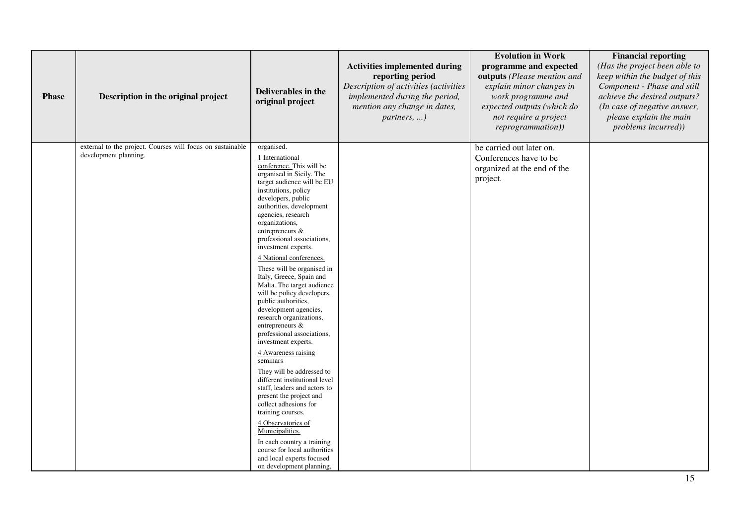| Phase | Description in the original project | Deliverables in the original project | **Activities implemented during reporting period** *Description of activities (activities implemented during the period, mention any change in dates, partners, ...)* | **Evolution in Work programme and expected outputs** *(Please mention and explain minor changes in work programme and expected outputs (which do not require a project reprogrammation))* | **Financial reporting** *(Has the project been able to keep within the budget of this Component - Phase and still achieve the desired outputs? (In case of negative answer, please explain the main problems incurred))* |
|---|---|---|---|---|---|
| | external to the project. Courses will focus on sustainable development planning. | organised.<br><br>1 International conference. This will be organised in Sicily. The target audience will be EU institutions, policy developers, public authorities, development agencies, research organizations, entrepreneurs & professional associations, investment experts.<br><br>4 National conferences.<br><br>These will be organised in Italy, Greece, Spain and Malta. The target audience will be policy developers, public authorities, development agencies, research organizations, entrepreneurs & professional associations, investment experts.<br><br>4 Awareness raising seminars<br><br>They will be addressed to different institutional level staff, leaders and actors to present the project and collect adhesions for training courses.<br><br>4 Observatories of Municipalities.<br><br>In each country a training course for local authorities and local experts focused on development planning, | | be carried out later on. Conferences have to be organized at the end of the project. | |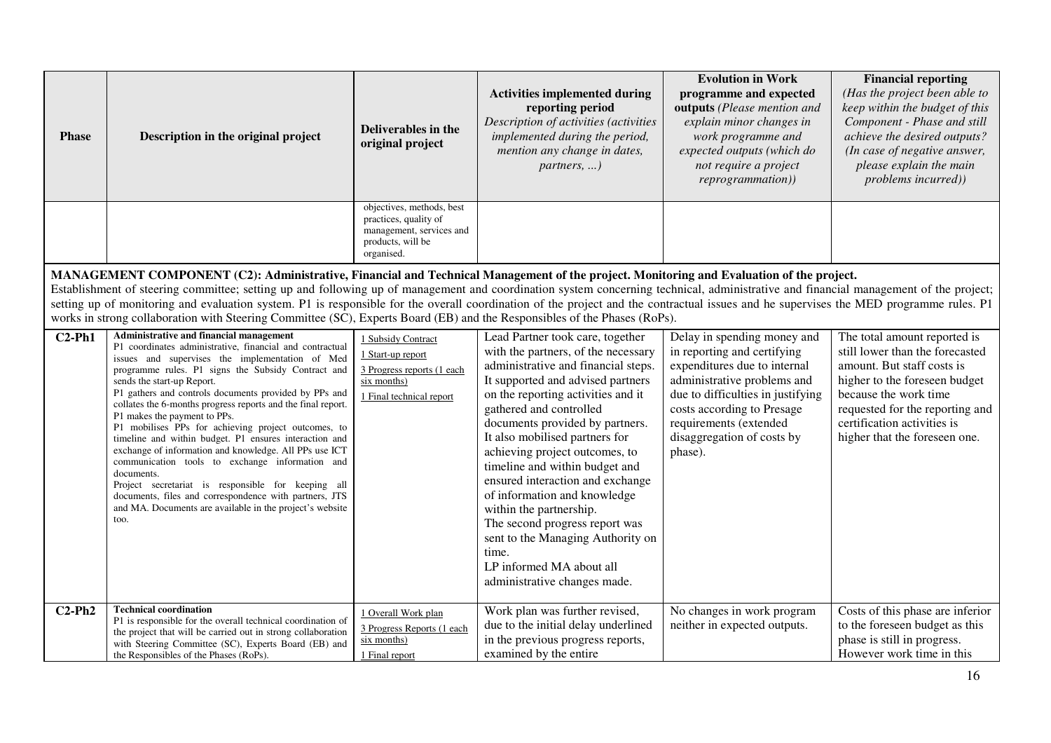| Phase | Description in the original project | Deliverables in the original project | Activities implemented during reporting period *Description of activities (activities implemented during the period, mention any change in dates, partners, …)* | Evolution in Work programme and expected outputs *(Please mention and explain minor changes in work programme and expected outputs (which do not require a project reprogrammation))* | Financial reporting *(Has the project been able to keep within the budget of this Component - Phase and still achieve the desired outputs? (In case of negative answer, please explain the main problems incurred))* |
|---|---|---|---|---|---|
| | | objectives, methods, best practices, quality of management, services and products, will be organised. | | | |
| **MANAGEMENT COMPONENT (C2): Administrative, Financial and Technical Management of the project. Monitoring and Evaluation of the project.** Establishment of steering committee; setting up and following up of management and coordination system concerning technical, administrative and financial management of the project; setting up of monitoring and evaluation system. P1 is responsible for the overall coordination of the project and the contractual issues and he supervises the MED programme rules. P1 works in strong collaboration with Steering Committee (SC), Experts Board (EB) and the Responsibles of the Phases (RoPs). | | | | | |
| **C2-Ph1** | **Administrative and financial management** P1 coordinates administrative, financial and contractual issues and supervises the implementation of Med programme rules. P1 signs the Subsidy Contract and sends the start-up Report. P1 gathers and controls documents provided by PPs and collates the 6-months progress reports and the final report. P1 makes the payment to PPs. P1 mobilises PPs for achieving project outcomes, to timeline and within budget. P1 ensures interaction and exchange of information and knowledge. All PPs use ICT communication tools to exchange information and documents. Project secretariat is responsible for keeping all documents, files and correspondence with partners, JTS and MA. Documents are available in the project's website too. | 1 Subsidy Contract<br>1 Start-up report<br>3 Progress reports (1 each six months)<br>1 Final technical report | Lead Partner took care, together with the partners, of the necessary administrative and financial steps. It supported and advised partners on the reporting activities and it gathered and controlled documents provided by partners. It also mobilised partners for achieving project outcomes, to timeline and within budget and ensured interaction and exchange of information and knowledge within the partnership. The second progress report was sent to the Managing Authority on time. LP informed MA about all administrative changes made. | Delay in spending money and in reporting and certifying expenditures due to internal administrative problems and due to difficulties in justifying costs according to Presage requirements (extended disaggregation of costs by phase). | The total amount reported is still lower than the forecasted amount. But staff costs is higher to the foreseen budget because the work time requested for the reporting and certification activities is higher that the foreseen one. |
| **C2-Ph2** | **Technical coordination** P1 is responsible for the overall technical coordination of the project that will be carried out in strong collaboration with Steering Committee (SC), Experts Board (EB) and the Responsibles of the Phases (RoPs). | 1 Overall Work plan<br>3 Progress Reports (1 each six months)<br>1 Final report | Work plan was further revised, due to the initial delay underlined in the previous progress reports, examined by the entire | No changes in work program neither in expected outputs. | Costs of this phase are inferior to the foreseen budget as this phase is still in progress. However work time in this |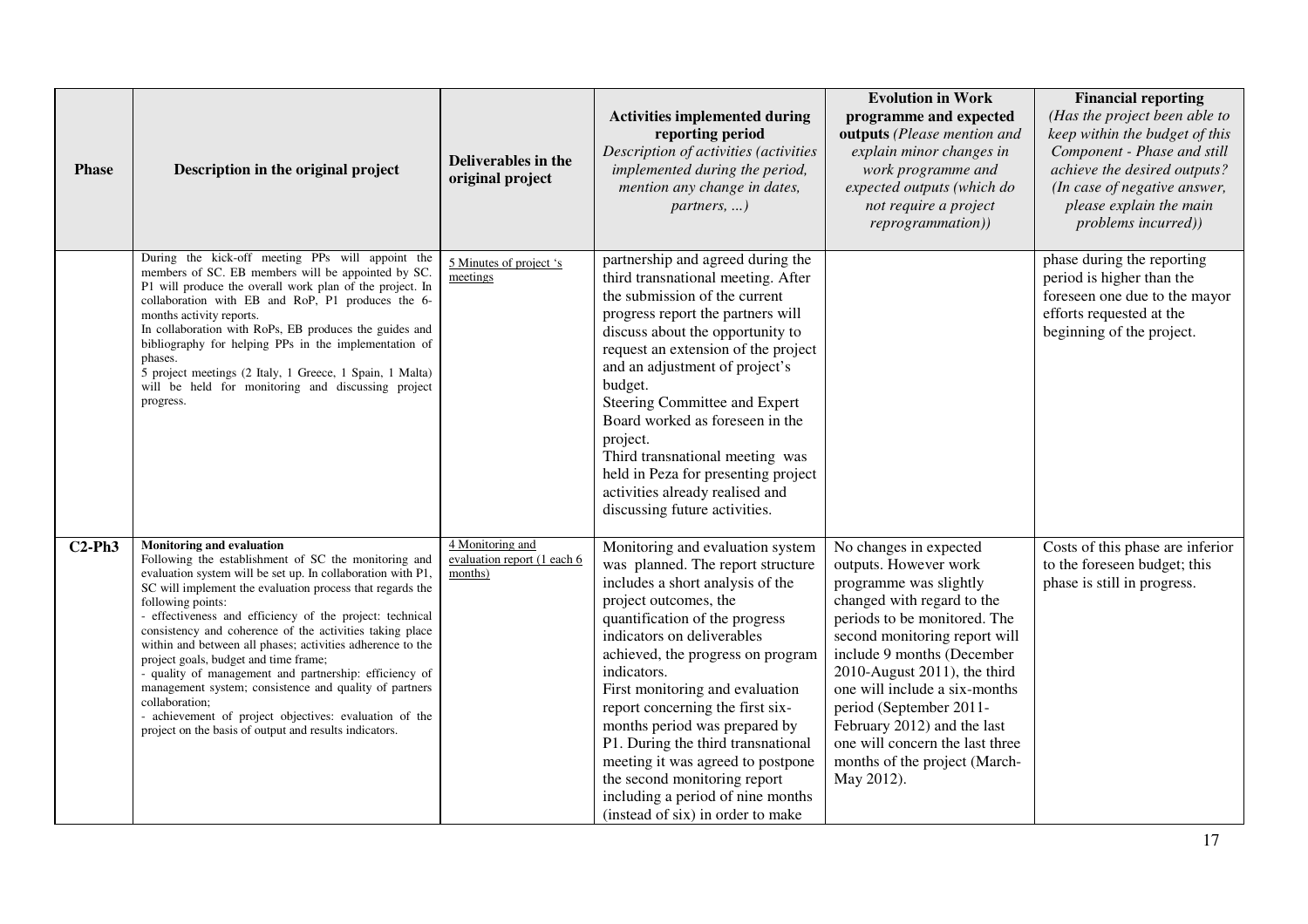| Phase | Description in the original project | Deliverables in the original project | Activities implemented during reporting period *Description of activities (activities implemented during the period, mention any change in dates, partners, ...)* | Evolution in Work programme and expected outputs *(Please mention and explain minor changes in work programme and expected outputs (which do not require a project reprogrammation))* | Financial reporting *(Has the project been able to keep within the budget of this Component - Phase and still achieve the desired outputs? (In case of negative answer, please explain the main problems incurred))* |
|---|---|---|---|---|---|
| | During the kick-off meeting PPs will appoint the members of SC. EB members will be appointed by SC. P1 will produce the overall work plan of the project. In collaboration with EB and RoP, P1 produces the 6-months activity reports.<br>In collaboration with RoPs, EB produces the guides and bibliography for helping PPs in the implementation of phases.<br>5 project meetings (2 Italy, 1 Greece, 1 Spain, 1 Malta) will be held for monitoring and discussing project progress. | 5 Minutes of project 's meetings | partnership and agreed during the third transnational meeting. After the submission of the current progress report the partners will discuss about the opportunity to request an extension of the project and an adjustment of project's budget.<br>Steering Committee and Expert Board worked as foreseen in the project.<br>Third transnational meeting was held in Peza for presenting project activities already realised and discussing future activities. | | phase during the reporting period is higher than the foreseen one due to the mayor efforts requested at the beginning of the project. |
| **C2-Ph3** | **Monitoring and evaluation**<br>Following the establishment of SC the monitoring and evaluation system will be set up. In collaboration with P1, SC will implement the evaluation process that regards the following points:<br>- effectiveness and efficiency of the project: technical consistency and coherence of the activities taking place within and between all phases; activities adherence to the project goals, budget and time frame;<br>- quality of management and partnership: efficiency of management system; consistence and quality of partners collaboration;<br>- achievement of project objectives: evaluation of the project on the basis of output and results indicators. | 4 Monitoring and evaluation report (1 each 6 months) | Monitoring and evaluation system was planned. The report structure includes a short analysis of the project outcomes, the quantification of the progress indicators on deliverables achieved, the progress on program indicators.<br>First monitoring and evaluation report concerning the first six-months period was prepared by P1. During the third transnational meeting it was agreed to postpone the second monitoring report including a period of nine months (instead of six) in order to make | No changes in expected outputs. However work programme was slightly changed with regard to the periods to be monitored. The second monitoring report will include 9 months (December 2010-August 2011), the third one will include a six-months period (September 2011-February 2012) and the last one will concern the last three months of the project (March-May 2012). | Costs of this phase are inferior to the foreseen budget; this phase is still in progress. |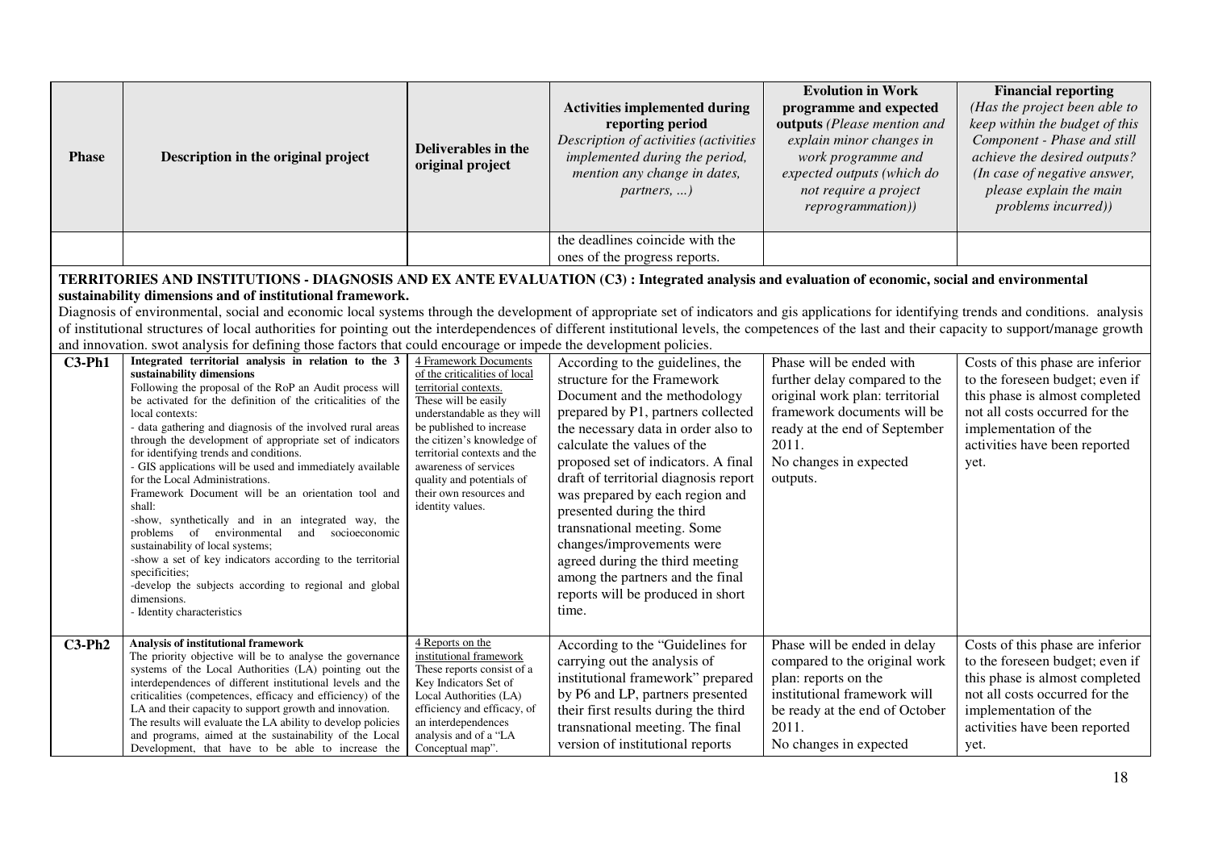| Phase | Description in the original project | Deliverables in the original project | Activities implemented during reporting period *Description of activities (activities implemented during the period, mention any change in dates, partners, ...)* | Evolution in Work programme and expected outputs *(Please mention and explain minor changes in work programme and expected outputs (which do not require a project reprogrammation))* | Financial reporting *(Has the project been able to keep within the budget of this Component - Phase and still achieve the desired outputs? (In case of negative answer, please explain the main problems incurred))* |
|---|---|---|---|---|---|
| | | | the deadlines coincide with the ones of the progress reports. | | |
| **TERRITORIES AND INSTITUTIONS - DIAGNOSIS AND EX ANTE EVALUATION (C3) : Integrated analysis and evaluation of economic, social and environmental sustainability dimensions and of institutional framework.** Diagnosis of environmental, social and economic local systems through the development of appropriate set of indicators and gis applications for identifying trends and conditions. analysis of institutional structures of local authorities for pointing out the interdependences of different institutional levels, the competences of the last and their capacity to support/manage growth and innovation. swot analysis for defining those factors that could encourage or impede the development policies. | | | | | |
| **C3-Ph1** | **Integrated territorial analysis in relation to the 3 sustainability dimensions** Following the proposal of the RoP an Audit process will be activated for the definition of the criticalities of the local contexts: - data gathering and diagnosis of the involved rural areas through the development of appropriate set of indicators for identifying trends and conditions. - GIS applications will be used and immediately available for the Local Administrations. Framework Document will be an orientation tool and shall: -show, synthetically and in an integrated way, the problems of environmental and socioeconomic sustainability of local systems; -show a set of key indicators according to the territorial specificities; -develop the subjects according to regional and global dimensions. - Identity characteristics | 4 Framework Documents of the criticalities of local territorial contexts. These will be easily understandable as they will be published to increase the citizen's knowledge of territorial contexts and the awareness of services quality and potentials of their own resources and identity values. | According to the guidelines, the structure for the Framework Document and the methodology prepared by P1, partners collected the necessary data in order also to calculate the values of the proposed set of indicators. A final draft of territorial diagnosis report was prepared by each region and presented during the third transnational meeting. Some changes/improvements were agreed during the third meeting among the partners and the final reports will be produced in short time. | Phase will be ended with further delay compared to the original work plan: territorial framework documents will be ready at the end of September 2011. No changes in expected outputs. | Costs of this phase are inferior to the foreseen budget; even if this phase is almost completed not all costs occurred for the implementation of the activities have been reported yet. |
| **C3-Ph2** | **Analysis of institutional framework** The priority objective will be to analyse the governance systems of the Local Authorities (LA) pointing out the interdependences of different institutional levels and the criticalities (competences, efficacy and efficiency) of the LA and their capacity to support growth and innovation. The results will evaluate the LA ability to develop policies and programs, aimed at the sustainability of the Local Development, that have to be able to increase the | 4 Reports on the institutional framework These reports consist of a Key Indicators Set of Local Authorities (LA) efficiency and efficacy, of an interdependences analysis and of a "LA Conceptual map". | According to the "Guidelines for carrying out the analysis of institutional framework" prepared by P6 and LP, partners presented their first results during the third transnational meeting. The final version of institutional reports | Phase will be ended in delay compared to the original work plan: reports on the institutional framework will be ready at the end of October 2011. No changes in expected | Costs of this phase are inferior to the foreseen budget; even if this phase is almost completed not all costs occurred for the implementation of the activities have been reported yet. |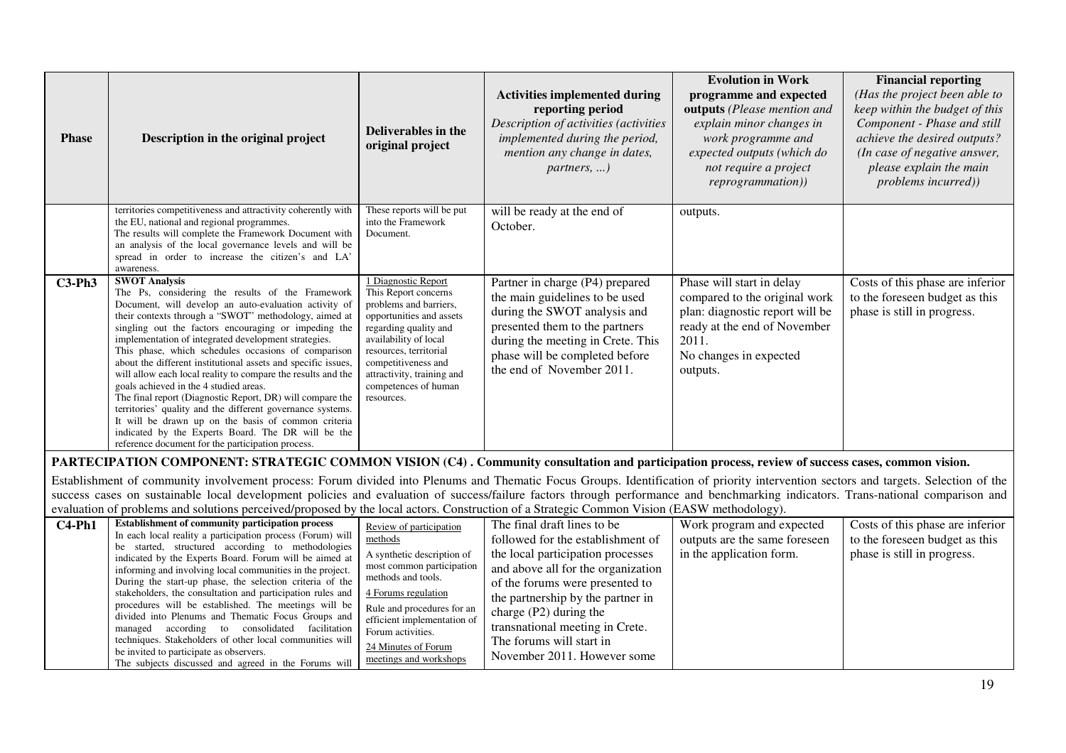| Phase | Description in the original project | Deliverables in the original project | **Activities implemented during reporting period** *Description of activities (activities implemented during the period, mention any change in dates, partners, ...)* | **Evolution in Work programme and expected outputs** *(Please mention and explain minor changes in work programme and expected outputs (which do not require a project reprogrammation))* | **Financial reporting** *(Has the project been able to keep within the budget of this Component - Phase and still achieve the desired outputs? (In case of negative answer, please explain the main problems incurred))* |
|---|---|---|---|---|---|
| | territories competitiveness and attractivity coherently with the EU, national and regional programmes. The results will complete the Framework Document with an analysis of the local governance levels and will be spread in order to increase the citizen's and LA' awareness. | These reports will be put into the Framework Document. | will be ready at the end of October. | outputs. | |
| **C3-Ph3** | **SWOT Analysis** The Ps, considering the results of the Framework Document, will develop an auto-evaluation activity of their contexts through a "SWOT" methodology, aimed at singling out the factors encouraging or impeding the implementation of integrated development strategies. This phase, which schedules occasions of comparison about the different institutional assets and specific issues, will allow each local reality to compare the results and the goals achieved in the 4 studied areas. The final report (Diagnostic Report, DR) will compare the territories' quality and the different governance systems. It will be drawn up on the basis of common criteria indicated by the Experts Board. The DR will be the reference document for the participation process. | 1 Diagnostic Report This Report concerns problems and barriers, opportunities and assets regarding quality and availability of local resources, territorial competitiveness and attractivity, training and competences of human resources. | Partner in charge (P4) prepared the main guidelines to be used during the SWOT analysis and presented them to the partners during the meeting in Crete. This phase will be completed before the end of November 2011. | Phase will start in delay compared to the original work plan: diagnostic report will be ready at the end of November 2011. No changes in expected outputs. | Costs of this phase are inferior to the foreseen budget as this phase is still in progress. |

**PARTECIPATION COMPONENT: STRATEGIC COMMON VISION (C4) . Community consultation and participation process, review of success cases, common vision.**

Establishment of community involvement process: Forum divided into Plenums and Thematic Focus Groups. Identification of priority intervention sectors and targets. Selection of the success cases on sustainable local development policies and evaluation of success/failure factors through performance and benchmarking indicators. Trans-national comparison and evaluation of problems and solutions perceived/proposed by the local actors. Construction of a Strategic Common Vision (EASW methodology).

| Phase | Description in the original project | Deliverables in the original project | Activities implemented during reporting period | Evolution in Work programme and expected outputs | Financial reporting |
|---|---|---|---|---|---|
| **C4-Ph1** | **Establishment of community participation process** In each local reality a participation process (Forum) will be started, structured according to methodologies indicated by the Experts Board. Forum will be aimed at informing and involving local communities in the project. During the start-up phase, the selection criteria of the stakeholders, the consultation and participation rules and procedures will be established. The meetings will be divided into Plenums and Thematic Focus Groups and managed according to consolidated facilitation techniques. Stakeholders of other local communities will be invited to participate as observers. The subjects discussed and agreed in the Forums will | <u>Review of participation methods</u> A synthetic description of most common participation methods and tools. <u>4 Forums regulation</u> Rule and procedures for an efficient implementation of Forum activities. <u>24 Minutes of Forum meetings and workshops</u> | The final draft lines to be followed for the establishment of the local participation processes and above all for the organization of the forums were presented to the partnership by the partner in charge (P2) during the transnational meeting in Crete. The forums will start in November 2011. However some | Work program and expected outputs are the same foreseen in the application form. | Costs of this phase are inferior to the foreseen budget as this phase is still in progress. |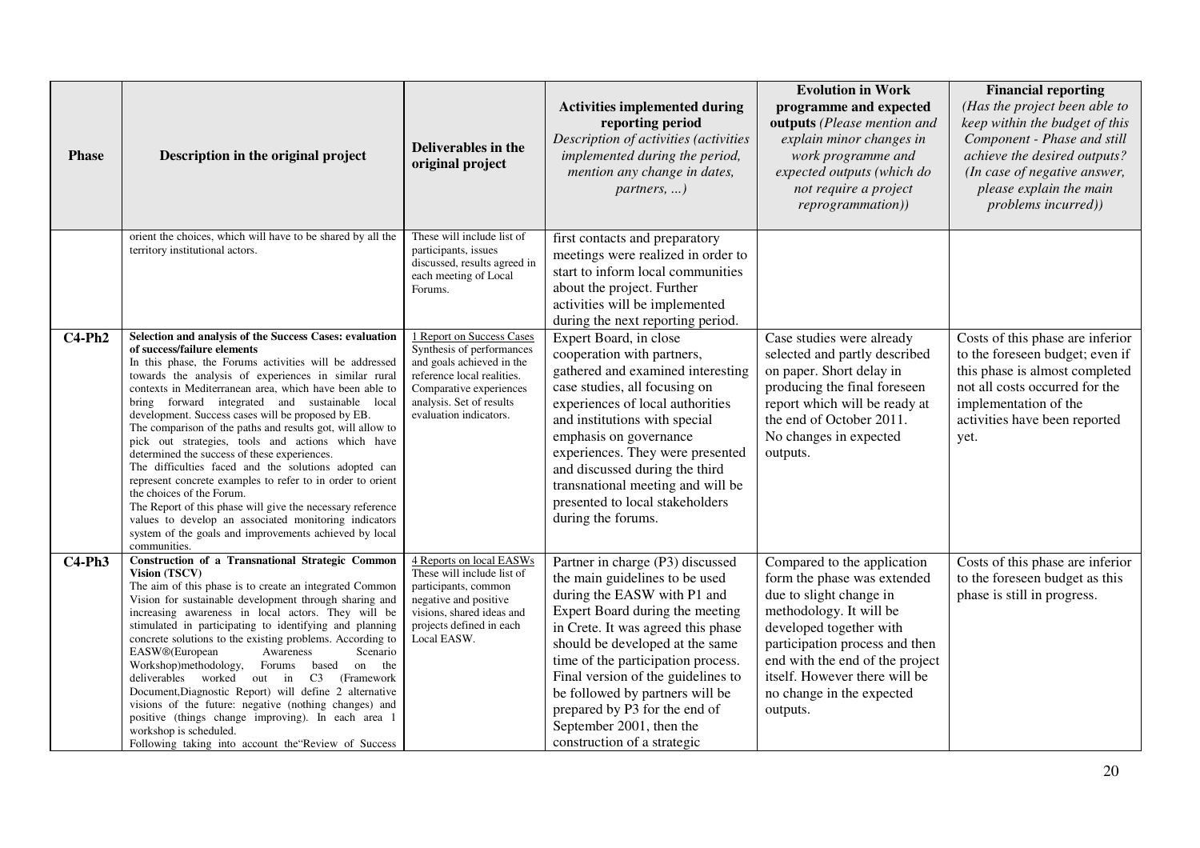| Phase | Description in the original project | Deliverables in the original project | **Activities implemented during reporting period** *Description of activities (activities implemented during the period, mention any change in dates, partners, ...)* | **Evolution in Work programme and expected outputs** *(Please mention and explain minor changes in work programme and expected outputs (which do not require a project reprogrammation))* | **Financial reporting** *(Has the project been able to keep within the budget of this Component - Phase and still achieve the desired outputs? (In case of negative answer, please explain the main problems incurred))* |
|---|---|---|---|---|---|
| | orient the choices, which will have to be shared by all the territory institutional actors. | These will include list of participants, issues discussed, results agreed in each meeting of Local Forums. | first contacts and preparatory meetings were realized in order to start to inform local communities about the project. Further activities will be implemented during the next reporting period. | | |
| **C4-Ph2** | **Selection and analysis of the Success Cases: evaluation of success/failure elements** In this phase, the Forums activities will be addressed towards the analysis of experiences in similar rural contexts in Mediterranean area, which have been able to bring forward integrated and sustainable local development. Success cases will be proposed by EB. The comparison of the paths and results got, will allow to pick out strategies, tools and actions which have determined the success of these experiences. The difficulties faced and the solutions adopted can represent concrete examples to refer to in order to orient the choices of the Forum. The Report of this phase will give the necessary reference values to develop an associated monitoring indicators system of the goals and improvements achieved by local communities. | 1 Report on Success Cases Synthesis of performances and goals achieved in the reference local realities. Comparative experiences analysis. Set of results evaluation indicators. | Expert Board, in close cooperation with partners, gathered and examined interesting case studies, all focusing on experiences of local authorities and institutions with special emphasis on governance experiences. They were presented and discussed during the third transnational meeting and will be presented to local stakeholders during the forums. | Case studies were already selected and partly described on paper. Short delay in producing the final foreseen report which will be ready at the end of October 2011. No changes in expected outputs. | Costs of this phase are inferior to the foreseen budget; even if this phase is almost completed not all costs occurred for the implementation of the activities have been reported yet. |
| **C4-Ph3** | **Construction of a Transnational Strategic Common Vision (TSCV)** The aim of this phase is to create an integrated Common Vision for sustainable development through sharing and increasing awareness in local actors. They will be stimulated in participating to identifying and planning concrete solutions to the existing problems. According to EASW®(European Awareness Scenario Workshop)methodology, Forums based on the deliverables worked out in C3 (Framework Document,Diagnostic Report) will define 2 alternative visions of the future: negative (nothing changes) and positive (things change improving). In each area 1 workshop is scheduled. Following taking into account the"Review of Success | 4 Reports on local EASWs These will include list of participants, common negative and positive visions, shared ideas and projects defined in each Local EASW. | Partner in charge (P3) discussed the main guidelines to be used during the EASW with P1 and Expert Board during the meeting in Crete. It was agreed this phase should be developed at the same time of the participation process. Final version of the guidelines to be followed by partners will be prepared by P3 for the end of September 2001, then the construction of a strategic | Compared to the application form the phase was extended due to slight change in methodology. It will be developed together with participation process and then end with the end of the project itself. However there will be no change in the expected outputs. | Costs of this phase are inferior to the foreseen budget as this phase is still in progress. |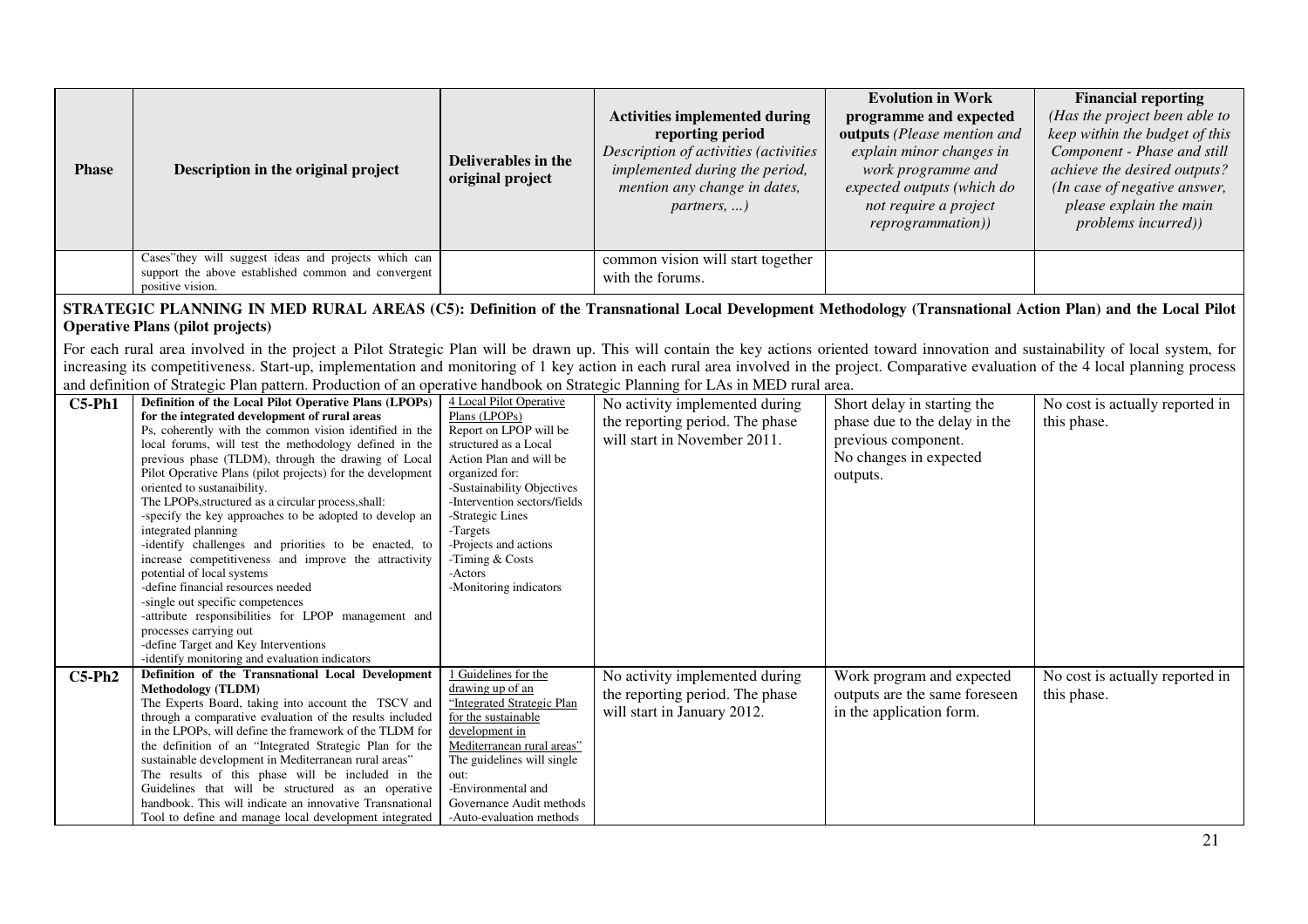| Phase | Description in the original project | Deliverables in the original project | Activities implemented during reporting period *Description of activities (activities implemented during the period, mention any change in dates, partners, ...)* | Evolution in Work programme and expected outputs *(Please mention and explain minor changes in work programme and expected outputs (which do not require a project reprogrammation))* | Financial reporting *(Has the project been able to keep within the budget of this Component - Phase and still achieve the desired outputs? (In case of negative answer, please explain the main problems incurred))* |
|---|---|---|---|---|---|
| | Cases"they will suggest ideas and projects which can support the above established common and convergent positive vision. | | common vision will start together with the forums. | | |

**STRATEGIC PLANNING IN MED RURAL AREAS (C5): Definition of the Transnational Local Development Methodology (Transnational Action Plan) and the Local Pilot Operative Plans (pilot projects)**

For each rural area involved in the project a Pilot Strategic Plan will be drawn up. This will contain the key actions oriented toward innovation and sustainability of local system, for increasing its competitiveness. Start-up, implementation and monitoring of 1 key action in each rural area involved in the project. Comparative evaluation of the 4 local planning process and definition of Strategic Plan pattern. Production of an operative handbook on Strategic Planning for LAs in MED rural area.

| Phase | Description in the original project | Deliverables in the original project | Activities implemented during reporting period | Evolution in Work programme and expected outputs | Financial reporting |
|---|---|---|---|---|---|
| **C5-Ph1** | **Definition of the Local Pilot Operative Plans (LPOPs) for the integrated development of rural areas** Ps, coherently with the common vision identified in the local forums, will test the methodology defined in the previous phase (TLDM), through the drawing of Local Pilot Operative Plans (pilot projects) for the development oriented to sustanaibility. The LPOPs,structured as a circular process,shall: -specify the key approaches to be adopted to develop an integrated planning -identify challenges and priorities to be enacted, to increase competitiveness and improve the attractivity potential of local systems -define financial resources needed -single out specific competences -attribute responsibilities for LPOP management and processes carrying out -define Target and Key Interventions -identify monitoring and evaluation indicators | 4 Local Pilot Operative Plans (LPOPs) Report on LPOP will be structured as a Local Action Plan and will be organized for: -Sustainability Objectives -Intervention sectors/fields -Strategic Lines -Targets -Projects and actions -Timing & Costs -Actors -Monitoring indicators | No activity implemented during the reporting period. The phase will start in November 2011. | Short delay in starting the phase due to the delay in the previous component. No changes in expected outputs. | No cost is actually reported in this phase. |
| **C5-Ph2** | **Definition of the Transnational Local Development Methodology (TLDM)** The Experts Board, taking into account the TSCV and through a comparative evaluation of the results included in the LPOPs, will define the framework of the TLDM for the definition of an "Integrated Strategic Plan for the sustainable development in Mediterranean rural areas" The results of this phase will be included in the Guidelines that will be structured as an operative handbook. This will indicate an innovative Transnational Tool to define and manage local development integrated | 1 Guidelines for the drawing up of an "Integrated Strategic Plan for the sustainable development in Mediterranean rural areas" The guidelines will single out: -Environmental and Governance Audit methods -Auto-evaluation methods | No activity implemented during the reporting period. The phase will start in January 2012. | Work program and expected outputs are the same foreseen in the application form. | No cost is actually reported in this phase. |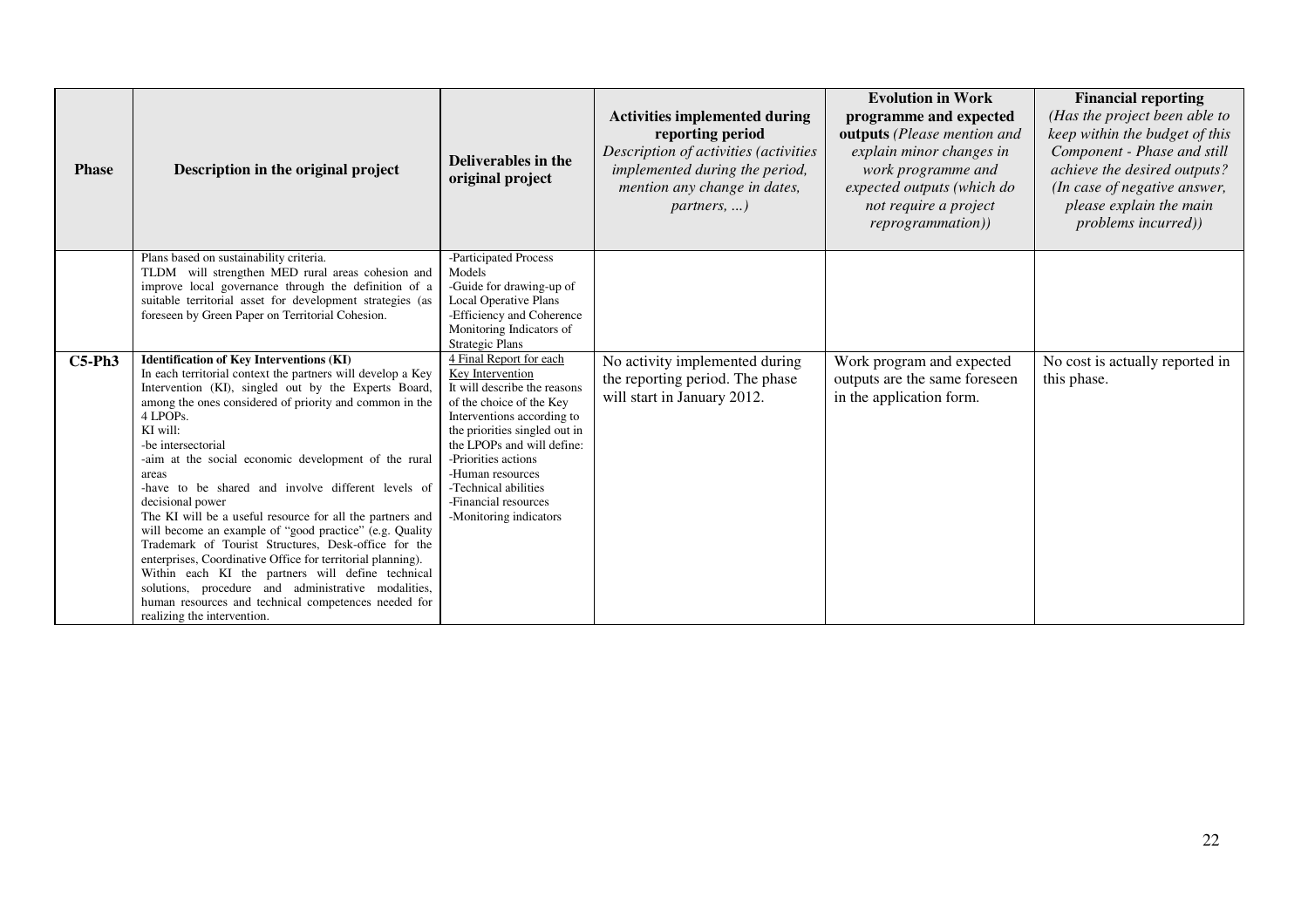| Phase | Description in the original project | Deliverables in the original project | Activities implemented during reporting period *Description of activities (activities implemented during the period, mention any change in dates, partners, ...)* | Evolution in Work programme and expected outputs *(Please mention and explain minor changes in work programme and expected outputs (which do not require a project reprogrammation))* | Financial reporting *(Has the project been able to keep within the budget of this Component - Phase and still achieve the desired outputs? (In case of negative answer, please explain the main problems incurred))* |
|---|---|---|---|---|---|
| | Plans based on sustainability criteria. TLDM will strengthen MED rural areas cohesion and improve local governance through the definition of a suitable territorial asset for development strategies (as foreseen by Green Paper on Territorial Cohesion. | -Participated Process Models<br>-Guide for drawing-up of Local Operative Plans<br>-Efficiency and Coherence Monitoring Indicators of Strategic Plans | | | |
| **C5-Ph3** | **Identification of Key Interventions (KI)**<br>In each territorial context the partners will develop a Key Intervention (KI), singled out by the Experts Board, among the ones considered of priority and common in the 4 LPOPs.<br>KI will:<br>-be intersectorial<br>-aim at the social economic development of the rural areas<br>-have to be shared and involve different levels of decisional power<br>The KI will be a useful resource for all the partners and will become an example of "good practice" (e.g. Quality Trademark of Tourist Structures, Desk-office for the enterprises, Coordinative Office for territorial planning).<br>Within each KI the partners will define technical solutions, procedure and administrative modalities, human resources and technical competences needed for realizing the intervention. | 4 Final Report for each Key Intervention<br>It will describe the reasons of the choice of the Key Interventions according to the priorities singled out in the LPOPs and will define:<br>-Priorities actions<br>-Human resources<br>-Technical abilities<br>-Financial resources<br>-Monitoring indicators | No activity implemented during the reporting period. The phase will start in January 2012. | Work program and expected outputs are the same foreseen in the application form. | No cost is actually reported in this phase. |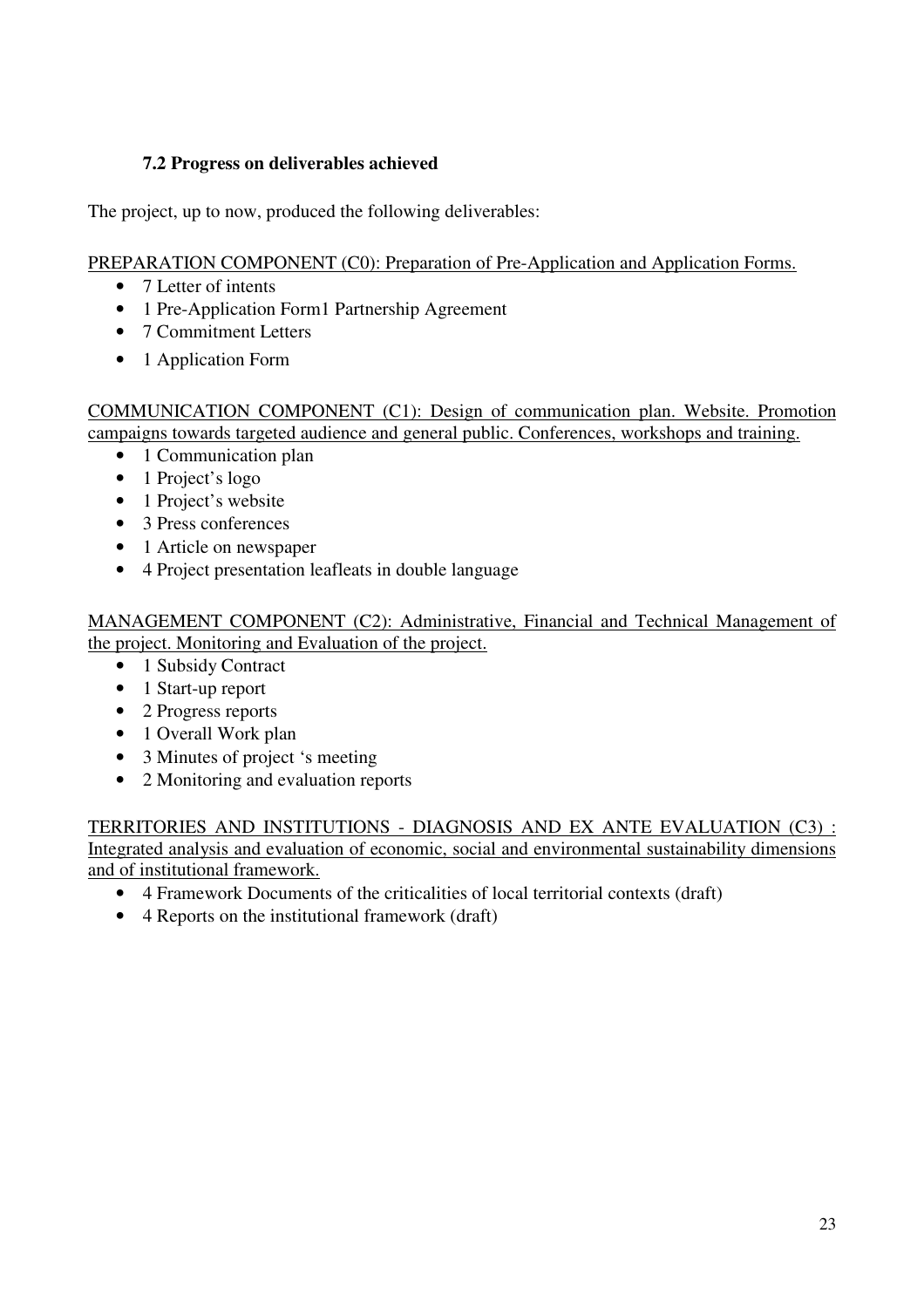### 7.2 Progress on deliverables achieved

The project, up to now, produced the following deliverables:

PREPARATION COMPONENT (C0): Preparation of Pre-Application and Application Forms.

- 7 Letter of intents
- 1 Pre-Application Form1 Partnership Agreement
- 7 Commitment Letters
- 1 Application Form

COMMUNICATION COMPONENT (C1): Design of communication plan. Website. Promotion campaigns towards targeted audience and general public. Conferences, workshops and training.

- 1 Communication plan
- 1 Project's logo
- 1 Project's website
- 3 Press conferences
- 1 Article on newspaper
- 4 Project presentation leafleats in double language

MANAGEMENT COMPONENT (C2): Administrative, Financial and Technical Management of the project. Monitoring and Evaluation of the project.

- 1 Subsidy Contract
- 1 Start-up report
- 2 Progress reports
- 1 Overall Work plan
- 3 Minutes of project 's meeting
- 2 Monitoring and evaluation reports

TERRITORIES AND INSTITUTIONS - DIAGNOSIS AND EX ANTE EVALUATION (C3) : Integrated analysis and evaluation of economic, social and environmental sustainability dimensions and of institutional framework.

- 4 Framework Documents of the criticalities of local territorial contexts (draft)
- 4 Reports on the institutional framework (draft)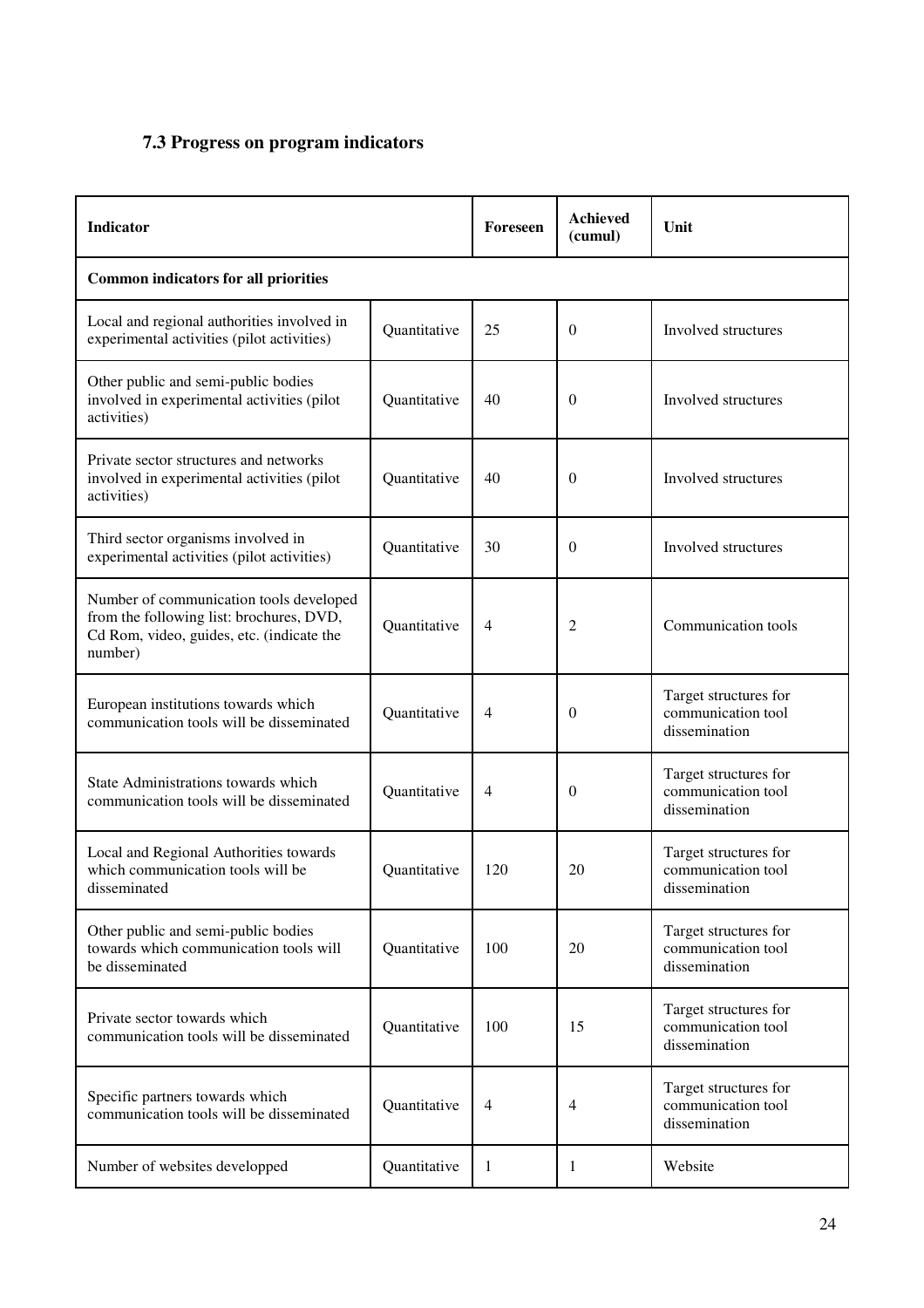### 7.3 Progress on program indicators

| Indicator | | Foreseen | Achieved (cumul) | Unit |
|---|---|---|---|---|
| **Common indicators for all priorities** | | | | |
| Local and regional authorities involved in experimental activities (pilot activities) | Quantitative | 25 | 0 | Involved structures |
| Other public and semi-public bodies involved in experimental activities (pilot activities) | Quantitative | 40 | 0 | Involved structures |
| Private sector structures and networks involved in experimental activities (pilot activities) | Quantitative | 40 | 0 | Involved structures |
| Third sector organisms involved in experimental activities (pilot activities) | Quantitative | 30 | 0 | Involved structures |
| Number of communication tools developed from the following list: brochures, DVD, Cd Rom, video, guides, etc. (indicate the number) | Quantitative | 4 | 2 | Communication tools |
| European institutions towards which communication tools will be disseminated | Quantitative | 4 | 0 | Target structures for communication tool dissemination |
| State Administrations towards which communication tools will be disseminated | Quantitative | 4 | 0 | Target structures for communication tool dissemination |
| Local and Regional Authorities towards which communication tools will be disseminated | Quantitative | 120 | 20 | Target structures for communication tool dissemination |
| Other public and semi-public bodies towards which communication tools will be disseminated | Quantitative | 100 | 20 | Target structures for communication tool dissemination |
| Private sector towards which communication tools will be disseminated | Quantitative | 100 | 15 | Target structures for communication tool dissemination |
| Specific partners towards which communication tools will be disseminated | Quantitative | 4 | 4 | Target structures for communication tool dissemination |
| Number of websites developped | Quantitative | 1 | 1 | Website |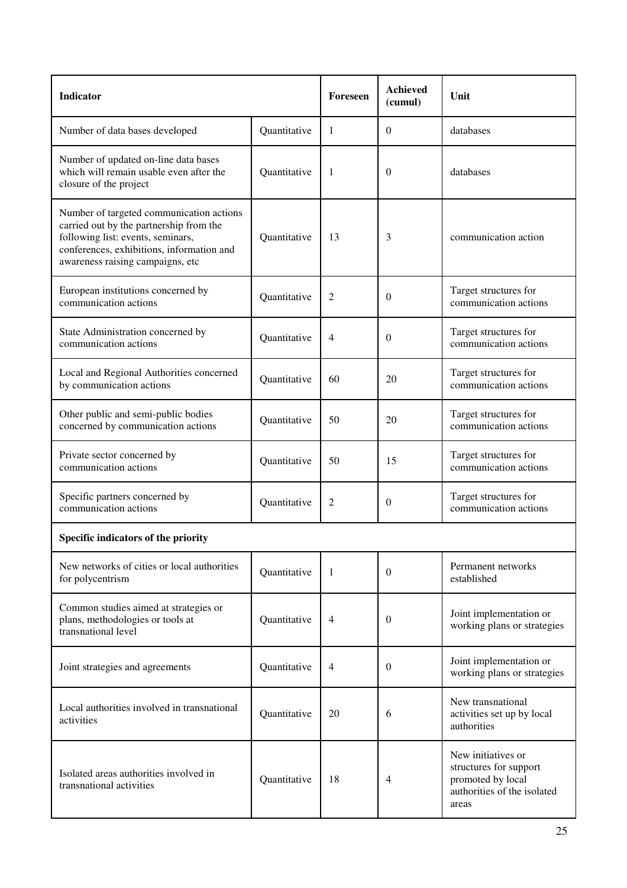| Indicator | | Foreseen | Achieved (cumul) | Unit |
|---|---|---|---|---|
| Number of data bases developed | Quantitative | 1 | 0 | databases |
| Number of updated on-line data bases which will remain usable even after the closure of the project | Quantitative | 1 | 0 | databases |
| Number of targeted communication actions carried out by the partnership from the following list: events, seminars, conferences, exhibitions, information and awareness raising campaigns, etc | Quantitative | 13 | 3 | communication action |
| European institutions concerned by communication actions | Quantitative | 2 | 0 | Target structures for communication actions |
| State Administration concerned by communication actions | Quantitative | 4 | 0 | Target structures for communication actions |
| Local and Regional Authorities concerned by communication actions | Quantitative | 60 | 20 | Target structures for communication actions |
| Other public and semi-public bodies concerned by communication actions | Quantitative | 50 | 20 | Target structures for communication actions |
| Private sector concerned by communication actions | Quantitative | 50 | 15 | Target structures for communication actions |
| Specific partners concerned by communication actions | Quantitative | 2 | 0 | Target structures for communication actions |
| **Specific indicators of the priority** | | | | |
| New networks of cities or local authorities for polycentrism | Quantitative | 1 | 0 | Permanent networks established |
| Common studies aimed at strategies or plans, methodologies or tools at transnational level | Quantitative | 4 | 0 | Joint implementation or working plans or strategies |
| Joint strategies and agreements | Quantitative | 4 | 0 | Joint implementation or working plans or strategies |
| Local authorities involved in transnational activities | Quantitative | 20 | 6 | New transnational activities set up by local authorities |
| Isolated areas authorities involved in transnational activities | Quantitative | 18 | 4 | New initiatives or structures for support promoted by local authorities of the isolated areas |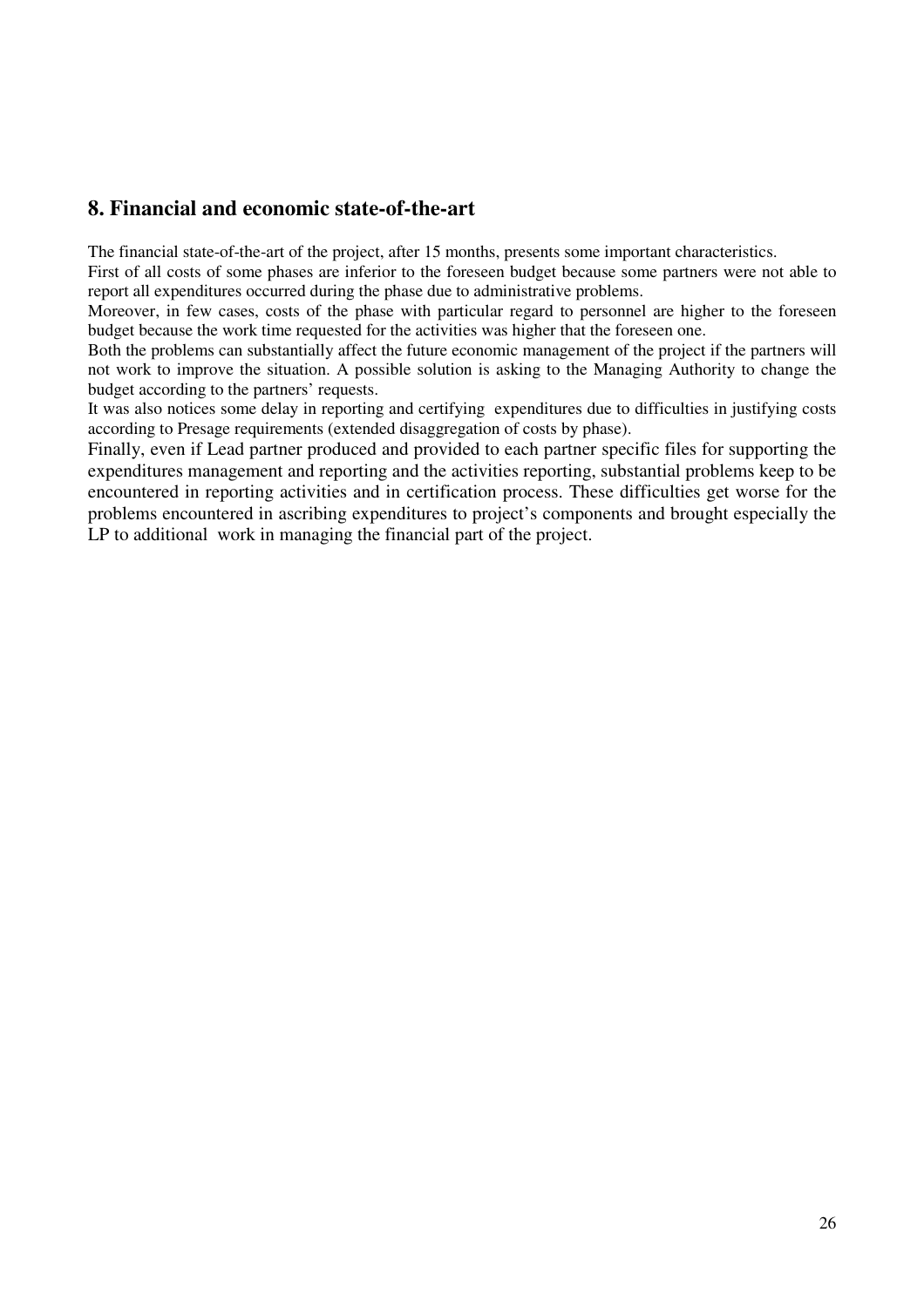## 8. Financial and economic state-of-the-art

The financial state-of-the-art of the project, after 15 months, presents some important characteristics.

First of all costs of some phases are inferior to the foreseen budget because some partners were not able to report all expenditures occurred during the phase due to administrative problems.

Moreover, in few cases, costs of the phase with particular regard to personnel are higher to the foreseen budget because the work time requested for the activities was higher that the foreseen one.

Both the problems can substantially affect the future economic management of the project if the partners will not work to improve the situation. A possible solution is asking to the Managing Authority to change the budget according to the partners' requests.

It was also notices some delay in reporting and certifying expenditures due to difficulties in justifying costs according to Presage requirements (extended disaggregation of costs by phase).

Finally, even if Lead partner produced and provided to each partner specific files for supporting the expenditures management and reporting and the activities reporting, substantial problems keep to be encountered in reporting activities and in certification process. These difficulties get worse for the problems encountered in ascribing expenditures to project's components and brought especially the LP to additional work in managing the financial part of the project.